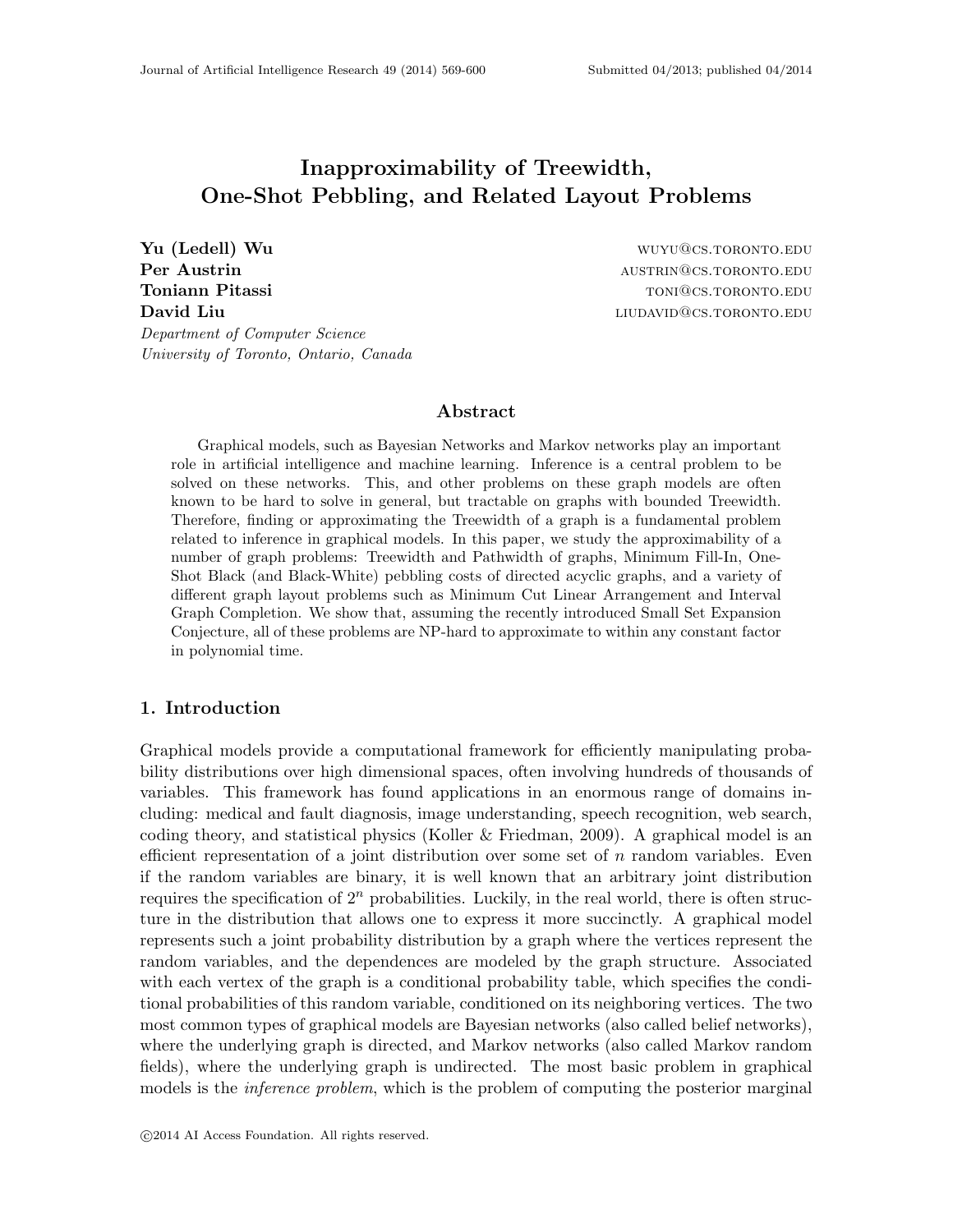# Inapproximability of Treewidth, One-Shot Pebbling, and Related Layout Problems

**Yu (Ledell) Wu** WUYU@CS.TORONTO.EDU
**Per Austrin** AUSTRIN@CS.TORONTO.EDU
**Toniann Pitassi** TONI@CS.TORONTO.EDU
**David Liu** LIUDAVID@CS.TORONTO.EDU

*Department of Computer Science*
*University of Toronto, Ontario, Canada*

## Abstract

Graphical models, such as Bayesian Networks and Markov networks play an important role in artificial intelligence and machine learning. Inference is a central problem to be solved on these networks. This, and other problems on these graph models are often known to be hard to solve in general, but tractable on graphs with bounded Treewidth. Therefore, finding or approximating the Treewidth of a graph is a fundamental problem related to inference in graphical models. In this paper, we study the approximability of a number of graph problems: Treewidth and Pathwidth of graphs, Minimum Fill-In, One-Shot Black (and Black-White) pebbling costs of directed acyclic graphs, and a variety of different graph layout problems such as Minimum Cut Linear Arrangement and Interval Graph Completion. We show that, assuming the recently introduced Small Set Expansion Conjecture, all of these problems are NP-hard to approximate to within any constant factor in polynomial time.

## 1. Introduction

Graphical models provide a computational framework for efficiently manipulating probability distributions over high dimensional spaces, often involving hundreds of thousands of variables. This framework has found applications in an enormous range of domains including: medical and fault diagnosis, image understanding, speech recognition, web search, coding theory, and statistical physics (Koller & Friedman, 2009). A graphical model is an efficient representation of a joint distribution over some set of $n$ random variables. Even if the random variables are binary, it is well known that an arbitrary joint distribution requires the specification of $2^n$ probabilities. Luckily, in the real world, there is often structure in the distribution that allows one to express it more succinctly. A graphical model represents such a joint probability distribution by a graph where the vertices represent the random variables, and the dependences are modeled by the graph structure. Associated with each vertex of the graph is a conditional probability table, which specifies the conditional probabilities of this random variable, conditioned on its neighboring vertices. The two most common types of graphical models are Bayesian networks (also called belief networks), where the underlying graph is directed, and Markov networks (also called Markov random fields), where the underlying graph is undirected. The most basic problem in graphical models is the *inference problem*, which is the problem of computing the posterior marginal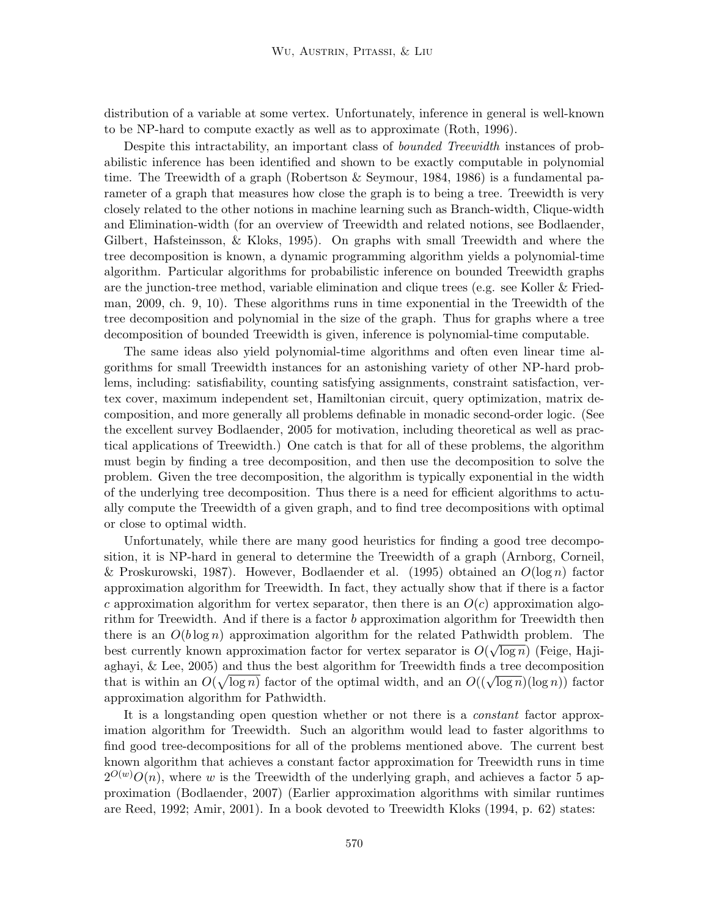distribution of a variable at some vertex. Unfortunately, inference in general is well-known to be NP-hard to compute exactly as well as to approximate (Roth, 1996).

Despite this intractability, an important class of *bounded Treewidth* instances of probabilistic inference has been identified and shown to be exactly computable in polynomial time. The Treewidth of a graph (Robertson & Seymour, 1984, 1986) is a fundamental parameter of a graph that measures how close the graph is to being a tree. Treewidth is very closely related to the other notions in machine learning such as Branch-width, Clique-width and Elimination-width (for an overview of Treewidth and related notions, see Bodlaender, Gilbert, Hafsteinsson, & Kloks, 1995). On graphs with small Treewidth and where the tree decomposition is known, a dynamic programming algorithm yields a polynomial-time algorithm. Particular algorithms for probabilistic inference on bounded Treewidth graphs are the junction-tree method, variable elimination and clique trees (e.g. see Koller & Friedman, 2009, ch. 9, 10). These algorithms runs in time exponential in the Treewidth of the tree decomposition and polynomial in the size of the graph. Thus for graphs where a tree decomposition of bounded Treewidth is given, inference is polynomial-time computable.

The same ideas also yield polynomial-time algorithms and often even linear time algorithms for small Treewidth instances for an astonishing variety of other NP-hard problems, including: satisfiability, counting satisfying assignments, constraint satisfaction, vertex cover, maximum independent set, Hamiltonian circuit, query optimization, matrix decomposition, and more generally all problems definable in monadic second-order logic. (See the excellent survey Bodlaender, 2005 for motivation, including theoretical as well as practical applications of Treewidth.) One catch is that for all of these problems, the algorithm must begin by finding a tree decomposition, and then use the decomposition to solve the problem. Given the tree decomposition, the algorithm is typically exponential in the width of the underlying tree decomposition. Thus there is a need for efficient algorithms to actually compute the Treewidth of a given graph, and to find tree decompositions with optimal or close to optimal width.

Unfortunately, while there are many good heuristics for finding a good tree decomposition, it is NP-hard in general to determine the Treewidth of a graph (Arnborg, Corneil, & Proskurowski, 1987). However, Bodlaender et al. (1995) obtained an $O(\log n)$ factor approximation algorithm for Treewidth. In fact, they actually show that if there is a factor $c$ approximation algorithm for vertex separator, then there is an $O(c)$ approximation algorithm for Treewidth. And if there is a factor $b$ approximation algorithm for Treewidth then there is an $O(b \log n)$ approximation algorithm for the related Pathwidth problem. The best currently known approximation factor for vertex separator is $O(\sqrt{\log n})$ (Feige, Hajiaghayi, & Lee, 2005) and thus the best algorithm for Treewidth finds a tree decomposition that is within an $O(\sqrt{\log n})$ factor of the optimal width, and an $O((\sqrt{\log n})(\log n))$ factor approximation algorithm for Pathwidth.

It is a longstanding open question whether or not there is a *constant* factor approximation algorithm for Treewidth. Such an algorithm would lead to faster algorithms to find good tree-decompositions for all of the problems mentioned above. The current best known algorithm that achieves a constant factor approximation for Treewidth runs in time $2^{O(w)}O(n)$, where $w$ is the Treewidth of the underlying graph, and achieves a factor 5 approximation (Bodlaender, 2007) (Earlier approximation algorithms with similar runtimes are Reed, 1992; Amir, 2001). In a book devoted to Treewidth Kloks (1994, p. 62) states: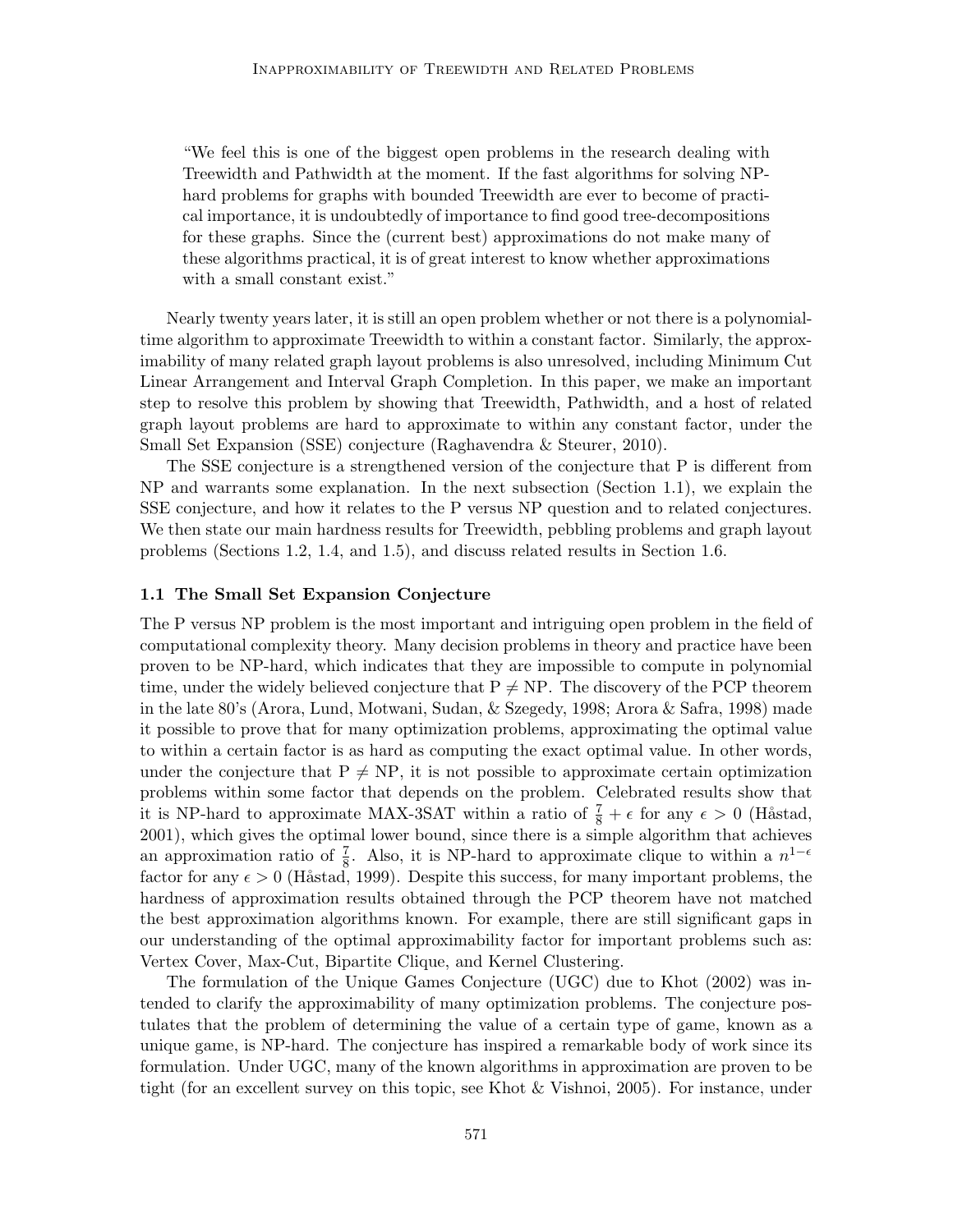"We feel this is one of the biggest open problems in the research dealing with Treewidth and Pathwidth at the moment. If the fast algorithms for solving NP-hard problems for graphs with bounded Treewidth are ever to become of practical importance, it is undoubtedly of importance to find good tree-decompositions for these graphs. Since the (current best) approximations do not make many of these algorithms practical, it is of great interest to know whether approximations with a small constant exist."

Nearly twenty years later, it is still an open problem whether or not there is a polynomial-time algorithm to approximate Treewidth to within a constant factor. Similarly, the approximability of many related graph layout problems is also unresolved, including Minimum Cut Linear Arrangement and Interval Graph Completion. In this paper, we make an important step to resolve this problem by showing that Treewidth, Pathwidth, and a host of related graph layout problems are hard to approximate to within any constant factor, under the Small Set Expansion (SSE) conjecture (Raghavendra & Steurer, 2010).

The SSE conjecture is a strengthened version of the conjecture that P is different from NP and warrants some explanation. In the next subsection (Section 1.1), we explain the SSE conjecture, and how it relates to the P versus NP question and to related conjectures. We then state our main hardness results for Treewidth, pebbling problems and graph layout problems (Sections 1.2, 1.4, and 1.5), and discuss related results in Section 1.6.

### 1.1 The Small Set Expansion Conjecture

The P versus NP problem is the most important and intriguing open problem in the field of computational complexity theory. Many decision problems in theory and practice have been proven to be NP-hard, which indicates that they are impossible to compute in polynomial time, under the widely believed conjecture that P $\neq$ NP. The discovery of the PCP theorem in the late 80's (Arora, Lund, Motwani, Sudan, & Szegedy, 1998; Arora & Safra, 1998) made it possible to prove that for many optimization problems, approximating the optimal value to within a certain factor is as hard as computing the exact optimal value. In other words, under the conjecture that P $\neq$ NP, it is not possible to approximate certain optimization problems within some factor that depends on the problem. Celebrated results show that it is NP-hard to approximate MAX-3SAT within a ratio of $\frac{7}{8} + \epsilon$ for any $\epsilon > 0$ (Håstad, 2001), which gives the optimal lower bound, since there is a simple algorithm that achieves an approximation ratio of $\frac{7}{8}$. Also, it is NP-hard to approximate clique to within a $n^{1-\epsilon}$ factor for any $\epsilon > 0$ (Håstad, 1999). Despite this success, for many important problems, the hardness of approximation results obtained through the PCP theorem have not matched the best approximation algorithms known. For example, there are still significant gaps in our understanding of the optimal approximability factor for important problems such as: Vertex Cover, Max-Cut, Bipartite Clique, and Kernel Clustering.

The formulation of the Unique Games Conjecture (UGC) due to Khot (2002) was intended to clarify the approximability of many optimization problems. The conjecture postulates that the problem of determining the value of a certain type of game, known as a unique game, is NP-hard. The conjecture has inspired a remarkable body of work since its formulation. Under UGC, many of the known algorithms in approximation are proven to be tight (for an excellent survey on this topic, see Khot & Vishnoi, 2005). For instance, under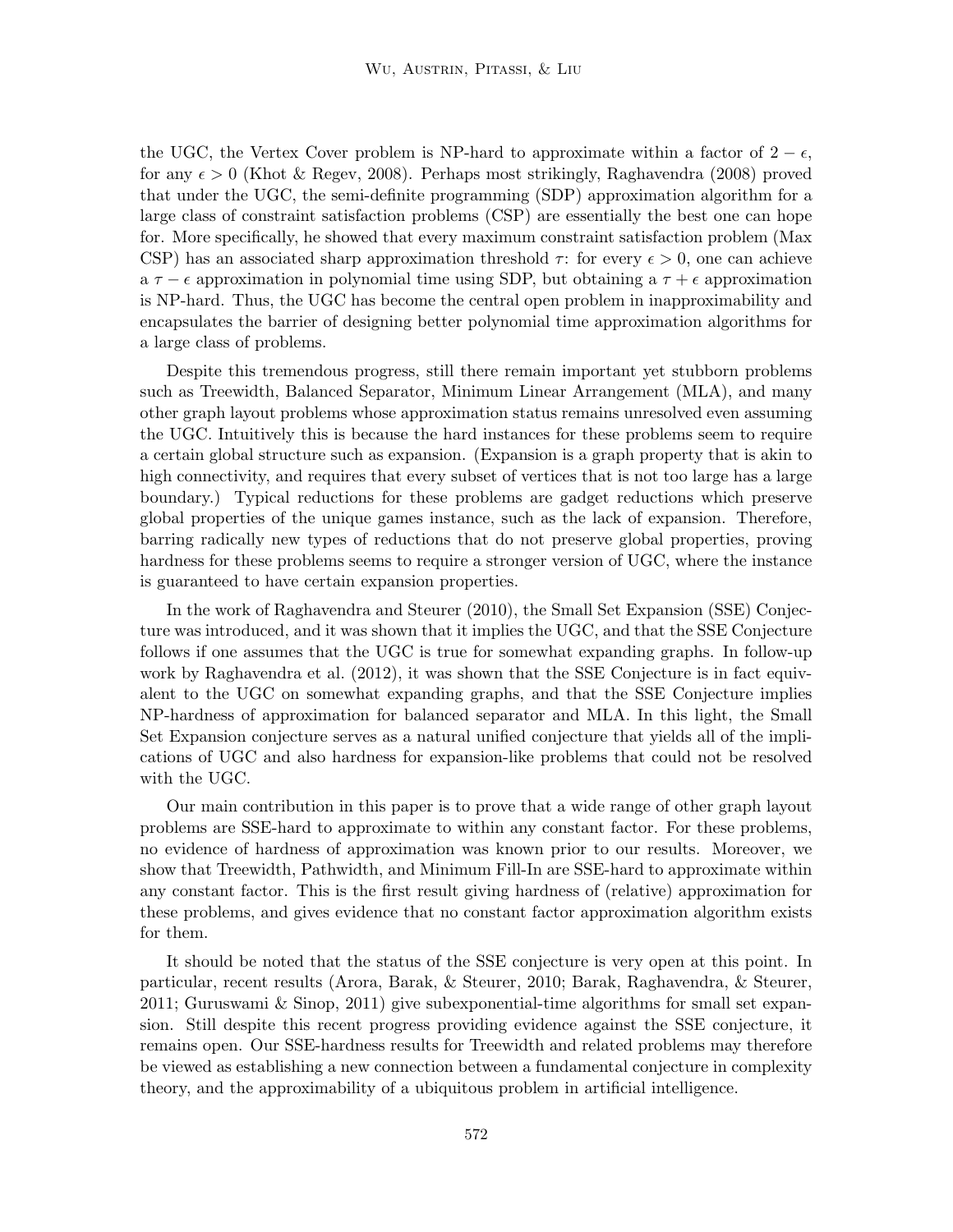the UGC, the Vertex Cover problem is NP-hard to approximate within a factor of $2 - \epsilon$, for any $\epsilon > 0$ (Khot & Regev, 2008). Perhaps most strikingly, Raghavendra (2008) proved that under the UGC, the semi-definite programming (SDP) approximation algorithm for a large class of constraint satisfaction problems (CSP) are essentially the best one can hope for. More specifically, he showed that every maximum constraint satisfaction problem (Max CSP) has an associated sharp approximation threshold $\tau$: for every $\epsilon > 0$, one can achieve a $\tau - \epsilon$ approximation in polynomial time using SDP, but obtaining a $\tau + \epsilon$ approximation is NP-hard. Thus, the UGC has become the central open problem in inapproximability and encapsulates the barrier of designing better polynomial time approximation algorithms for a large class of problems.

Despite this tremendous progress, still there remain important yet stubborn problems such as Treewidth, Balanced Separator, Minimum Linear Arrangement (MLA), and many other graph layout problems whose approximation status remains unresolved even assuming the UGC. Intuitively this is because the hard instances for these problems seem to require a certain global structure such as expansion. (Expansion is a graph property that is akin to high connectivity, and requires that every subset of vertices that is not too large has a large boundary.) Typical reductions for these problems are gadget reductions which preserve global properties of the unique games instance, such as the lack of expansion. Therefore, barring radically new types of reductions that do not preserve global properties, proving hardness for these problems seems to require a stronger version of UGC, where the instance is guaranteed to have certain expansion properties.

In the work of Raghavendra and Steurer (2010), the Small Set Expansion (SSE) Conjecture was introduced, and it was shown that it implies the UGC, and that the SSE Conjecture follows if one assumes that the UGC is true for somewhat expanding graphs. In follow-up work by Raghavendra et al. (2012), it was shown that the SSE Conjecture is in fact equivalent to the UGC on somewhat expanding graphs, and that the SSE Conjecture implies NP-hardness of approximation for balanced separator and MLA. In this light, the Small Set Expansion conjecture serves as a natural unified conjecture that yields all of the implications of UGC and also hardness for expansion-like problems that could not be resolved with the UGC.

Our main contribution in this paper is to prove that a wide range of other graph layout problems are SSE-hard to approximate to within any constant factor. For these problems, no evidence of hardness of approximation was known prior to our results. Moreover, we show that Treewidth, Pathwidth, and Minimum Fill-In are SSE-hard to approximate within any constant factor. This is the first result giving hardness of (relative) approximation for these problems, and gives evidence that no constant factor approximation algorithm exists for them.

It should be noted that the status of the SSE conjecture is very open at this point. In particular, recent results (Arora, Barak, & Steurer, 2010; Barak, Raghavendra, & Steurer, 2011; Guruswami & Sinop, 2011) give subexponential-time algorithms for small set expansion. Still despite this recent progress providing evidence against the SSE conjecture, it remains open. Our SSE-hardness results for Treewidth and related problems may therefore be viewed as establishing a new connection between a fundamental conjecture in complexity theory, and the approximability of a ubiquitous problem in artificial intelligence.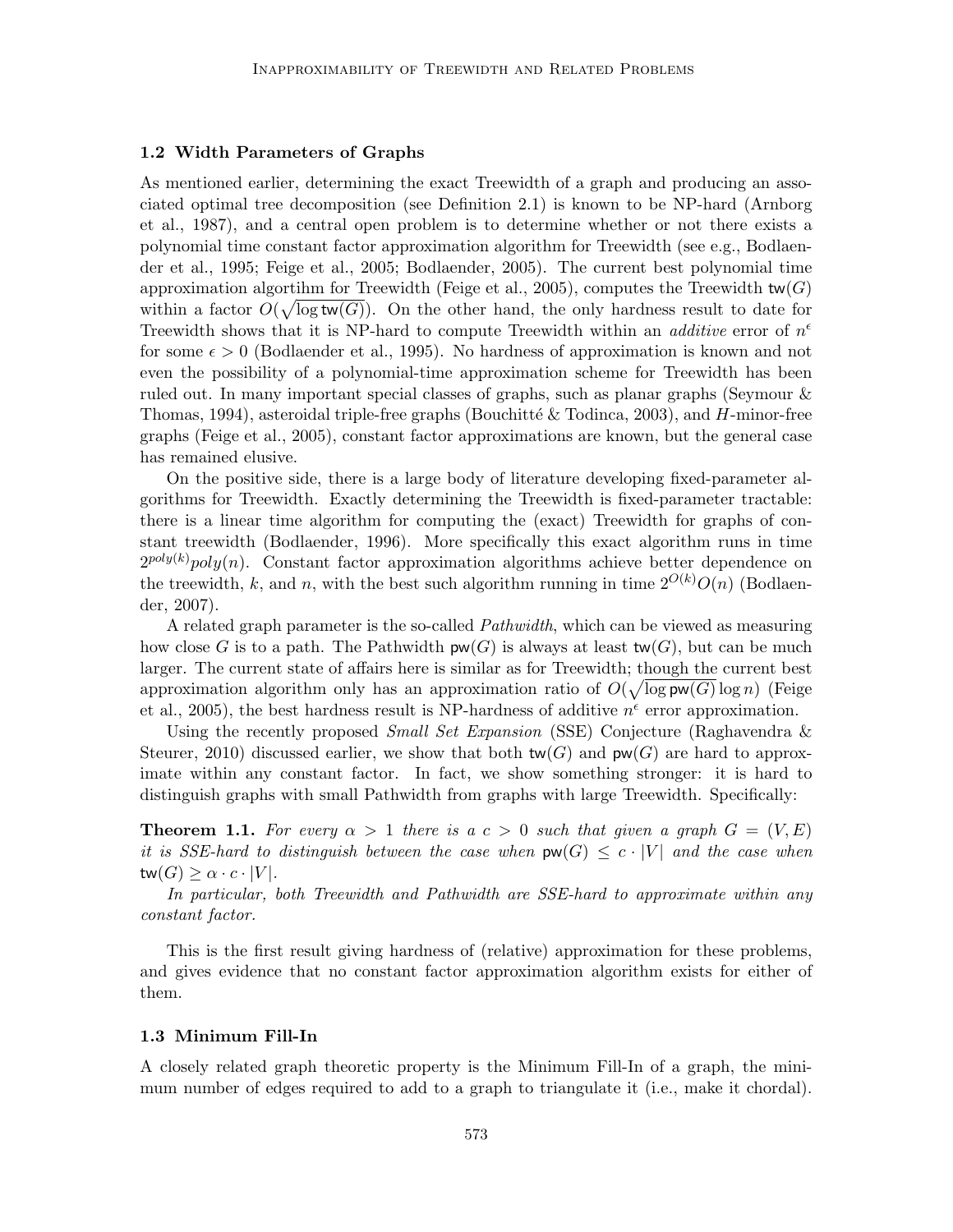### 1.2 Width Parameters of Graphs

As mentioned earlier, determining the exact Treewidth of a graph and producing an associated optimal tree decomposition (see Definition 2.1) is known to be NP-hard (Arnborg et al., 1987), and a central open problem is to determine whether or not there exists a polynomial time constant factor approximation algorithm for Treewidth (see e.g., Bodlaender et al., 1995; Feige et al., 2005; Bodlaender, 2005). The current best polynomial time approximation algortihm for Treewidth (Feige et al., 2005), computes the Treewidth $\mathsf{tw}(G)$ within a factor $O(\sqrt{\log \mathsf{tw}(G)})$. On the other hand, the only hardness result to date for Treewidth shows that it is NP-hard to compute Treewidth within an *additive* error of $n^\epsilon$ for some $\epsilon > 0$ (Bodlaender et al., 1995). No hardness of approximation is known and not even the possibility of a polynomial-time approximation scheme for Treewidth has been ruled out. In many important special classes of graphs, such as planar graphs (Seymour & Thomas, 1994), asteroidal triple-free graphs (Bouchitté & Todinca, 2003), and $H$-minor-free graphs (Feige et al., 2005), constant factor approximations are known, but the general case has remained elusive.

On the positive side, there is a large body of literature developing fixed-parameter algorithms for Treewidth. Exactly determining the Treewidth is fixed-parameter tractable: there is a linear time algorithm for computing the (exact) Treewidth for graphs of constant treewidth (Bodlaender, 1996). More specifically this exact algorithm runs in time $2^{poly(k)} poly(n)$. Constant factor approximation algorithms achieve better dependence on the treewidth, $k$, and $n$, with the best such algorithm running in time $2^{O(k)}O(n)$ (Bodlaender, 2007).

A related graph parameter is the so-called *Pathwidth*, which can be viewed as measuring how close $G$ is to a path. The Pathwidth $\mathsf{pw}(G)$ is always at least $\mathsf{tw}(G)$, but can be much larger. The current state of affairs here is similar as for Treewidth; though the current best approximation algorithm only has an approximation ratio of $O(\sqrt{\log \mathsf{pw}(G)} \log n)$ (Feige et al., 2005), the best hardness result is NP-hardness of additive $n^\epsilon$ error approximation.

Using the recently proposed *Small Set Expansion* (SSE) Conjecture (Raghavendra & Steurer, 2010) discussed earlier, we show that both $\mathsf{tw}(G)$ and $\mathsf{pw}(G)$ are hard to approximate within any constant factor. In fact, we show something stronger: it is hard to distinguish graphs with small Pathwidth from graphs with large Treewidth. Specifically:

**Theorem 1.1.** *For every $\alpha > 1$ there is a $c > 0$ such that given a graph $G = (V, E)$ it is SSE-hard to distinguish between the case when $\mathsf{pw}(G) \leq c \cdot |V|$ and the case when $\mathsf{tw}(G) \geq \alpha \cdot c \cdot |V|$.*

*In particular, both Treewidth and Pathwidth are SSE-hard to approximate within any constant factor.*

This is the first result giving hardness of (relative) approximation for these problems, and gives evidence that no constant factor approximation algorithm exists for either of them.

### 1.3 Minimum Fill-In

A closely related graph theoretic property is the Minimum Fill-In of a graph, the minimum number of edges required to add to a graph to triangulate it (i.e., make it chordal).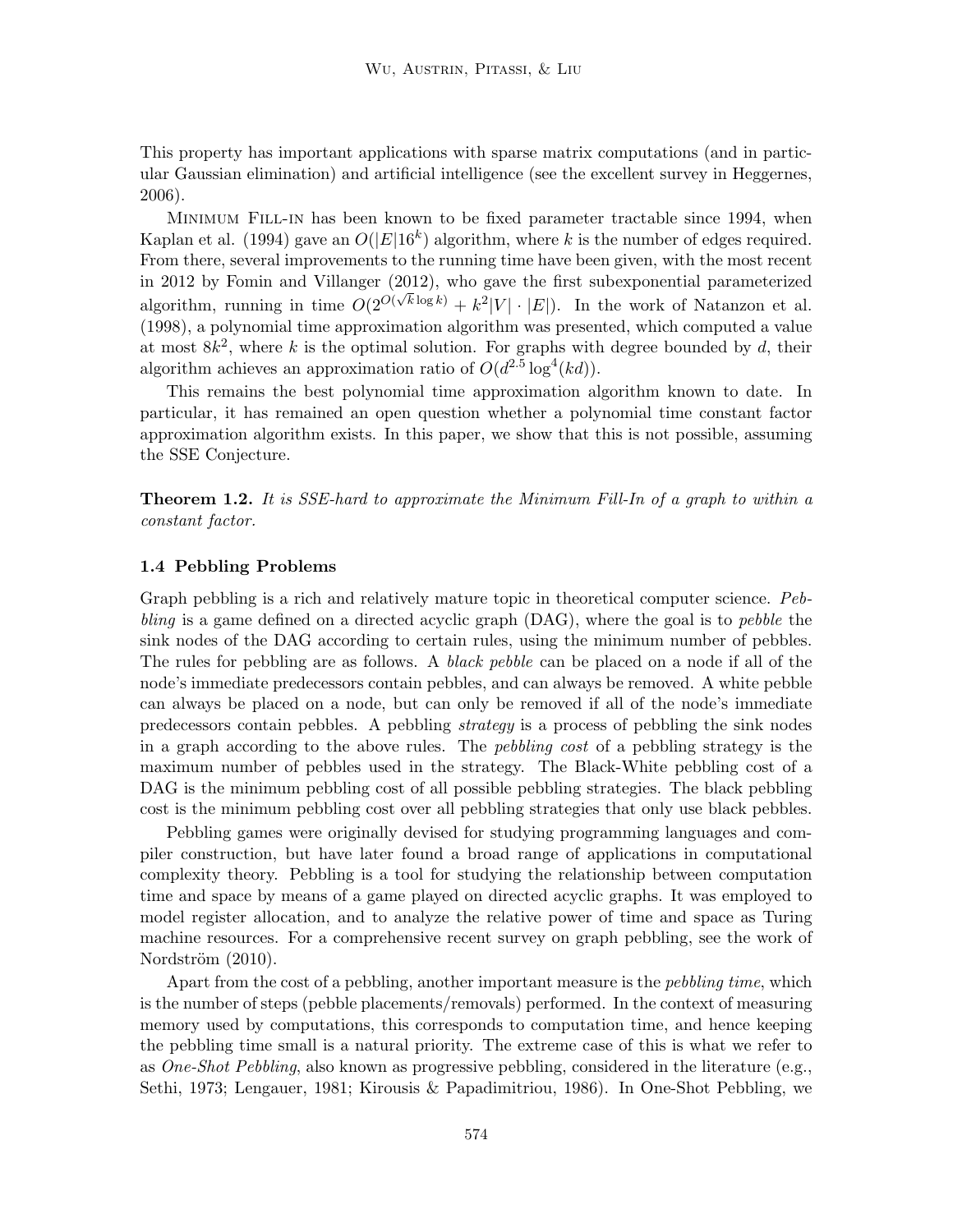This property has important applications with sparse matrix computations (and in particular Gaussian elimination) and artificial intelligence (see the excellent survey in Heggernes, 2006).

Minimum Fill-in has been known to be fixed parameter tractable since 1994, when Kaplan et al. (1994) gave an $O(|E|16^k)$ algorithm, where $k$ is the number of edges required. From there, several improvements to the running time have been given, with the most recent in 2012 by Fomin and Villanger (2012), who gave the first subexponential parameterized algorithm, running in time $O(2^{O(\sqrt{k}\log k)} + k^2|V| \cdot |E|)$. In the work of Natanzon et al. (1998), a polynomial time approximation algorithm was presented, which computed a value at most $8k^2$, where $k$ is the optimal solution. For graphs with degree bounded by $d$, their algorithm achieves an approximation ratio of $O(d^{2.5}\log^4(kd))$.

This remains the best polynomial time approximation algorithm known to date. In particular, it has remained an open question whether a polynomial time constant factor approximation algorithm exists. In this paper, we show that this is not possible, assuming the SSE Conjecture.

**Theorem 1.2.** *It is SSE-hard to approximate the Minimum Fill-In of a graph to within a constant factor.*

### 1.4 Pebbling Problems

Graph pebbling is a rich and relatively mature topic in theoretical computer science. *Pebbling* is a game defined on a directed acyclic graph (DAG), where the goal is to *pebble* the sink nodes of the DAG according to certain rules, using the minimum number of pebbles. The rules for pebbling are as follows. A *black pebble* can be placed on a node if all of the node's immediate predecessors contain pebbles, and can always be removed. A white pebble can always be placed on a node, but can only be removed if all of the node's immediate predecessors contain pebbles. A pebbling *strategy* is a process of pebbling the sink nodes in a graph according to the above rules. The *pebbling cost* of a pebbling strategy is the maximum number of pebbles used in the strategy. The Black-White pebbling cost of a DAG is the minimum pebbling cost of all possible pebbling strategies. The black pebbling cost is the minimum pebbling cost over all pebbling strategies that only use black pebbles.

Pebbling games were originally devised for studying programming languages and compiler construction, but have later found a broad range of applications in computational complexity theory. Pebbling is a tool for studying the relationship between computation time and space by means of a game played on directed acyclic graphs. It was employed to model register allocation, and to analyze the relative power of time and space as Turing machine resources. For a comprehensive recent survey on graph pebbling, see the work of Nordström (2010).

Apart from the cost of a pebbling, another important measure is the *pebbling time*, which is the number of steps (pebble placements/removals) performed. In the context of measuring memory used by computations, this corresponds to computation time, and hence keeping the pebbling time small is a natural priority. The extreme case of this is what we refer to as *One-Shot Pebbling*, also known as progressive pebbling, considered in the literature (e.g., Sethi, 1973; Lengauer, 1981; Kirousis & Papadimitriou, 1986). In One-Shot Pebbling, we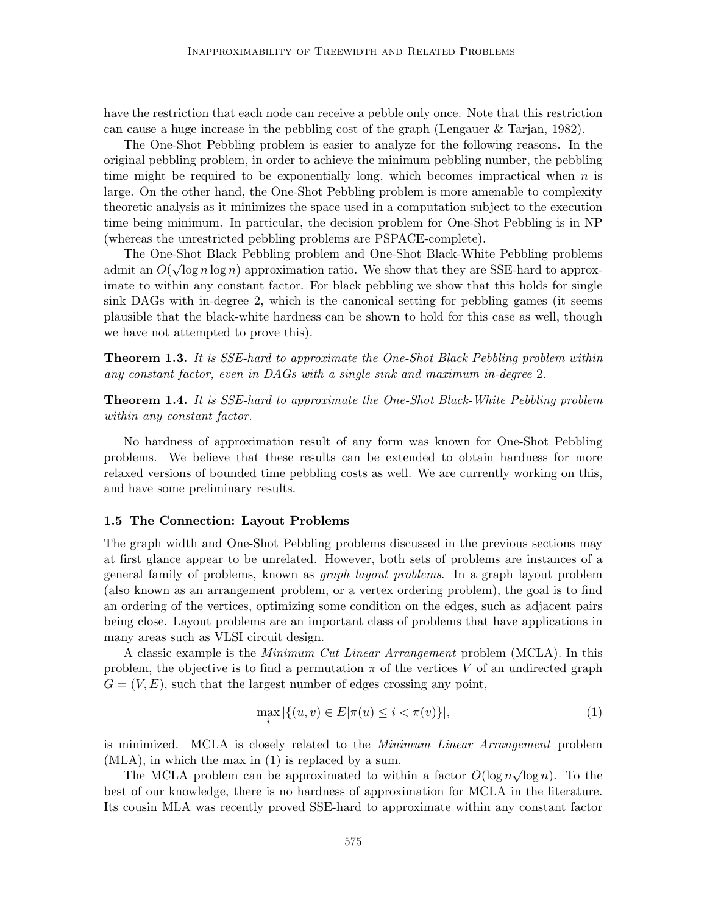have the restriction that each node can receive a pebble only once. Note that this restriction can cause a huge increase in the pebbling cost of the graph (Lengauer & Tarjan, 1982).

The One-Shot Pebbling problem is easier to analyze for the following reasons. In the original pebbling problem, in order to achieve the minimum pebbling number, the pebbling time might be required to be exponentially long, which becomes impractical when $n$ is large. On the other hand, the One-Shot Pebbling problem is more amenable to complexity theoretic analysis as it minimizes the space used in a computation subject to the execution time being minimum. In particular, the decision problem for One-Shot Pebbling is in NP (whereas the unrestricted pebbling problems are PSPACE-complete).

The One-Shot Black Pebbling problem and One-Shot Black-White Pebbling problems admit an $O(\sqrt{\log n}\log n)$ approximation ratio. We show that they are SSE-hard to approximate to within any constant factor. For black pebbling we show that this holds for single sink DAGs with in-degree 2, which is the canonical setting for pebbling games (it seems plausible that the black-white hardness can be shown to hold for this case as well, though we have not attempted to prove this).

**Theorem 1.3.** *It is SSE-hard to approximate the One-Shot Black Pebbling problem within any constant factor, even in DAGs with a single sink and maximum in-degree* 2*.*

**Theorem 1.4.** *It is SSE-hard to approximate the One-Shot Black-White Pebbling problem within any constant factor.*

No hardness of approximation result of any form was known for One-Shot Pebbling problems. We believe that these results can be extended to obtain hardness for more relaxed versions of bounded time pebbling costs as well. We are currently working on this, and have some preliminary results.

### 1.5 The Connection: Layout Problems

The graph width and One-Shot Pebbling problems discussed in the previous sections may at first glance appear to be unrelated. However, both sets of problems are instances of a general family of problems, known as *graph layout problems*. In a graph layout problem (also known as an arrangement problem, or a vertex ordering problem), the goal is to find an ordering of the vertices, optimizing some condition on the edges, such as adjacent pairs being close. Layout problems are an important class of problems that have applications in many areas such as VLSI circuit design.

A classic example is the *Minimum Cut Linear Arrangement* problem (MCLA). In this problem, the objective is to find a permutation $\pi$ of the vertices $V$ of an undirected graph $G = (V, E)$, such that the largest number of edges crossing any point,

$$\max_i |\{(u, v) \in E | \pi(u) \le i < \pi(v)\}|, \tag{1}$$

is minimized. MCLA is closely related to the *Minimum Linear Arrangement* problem (MLA), in which the max in (1) is replaced by a sum.

The MCLA problem can be approximated to within a factor $O(\log n\sqrt{\log n})$. To the best of our knowledge, there is no hardness of approximation for MCLA in the literature. Its cousin MLA was recently proved SSE-hard to approximate within any constant factor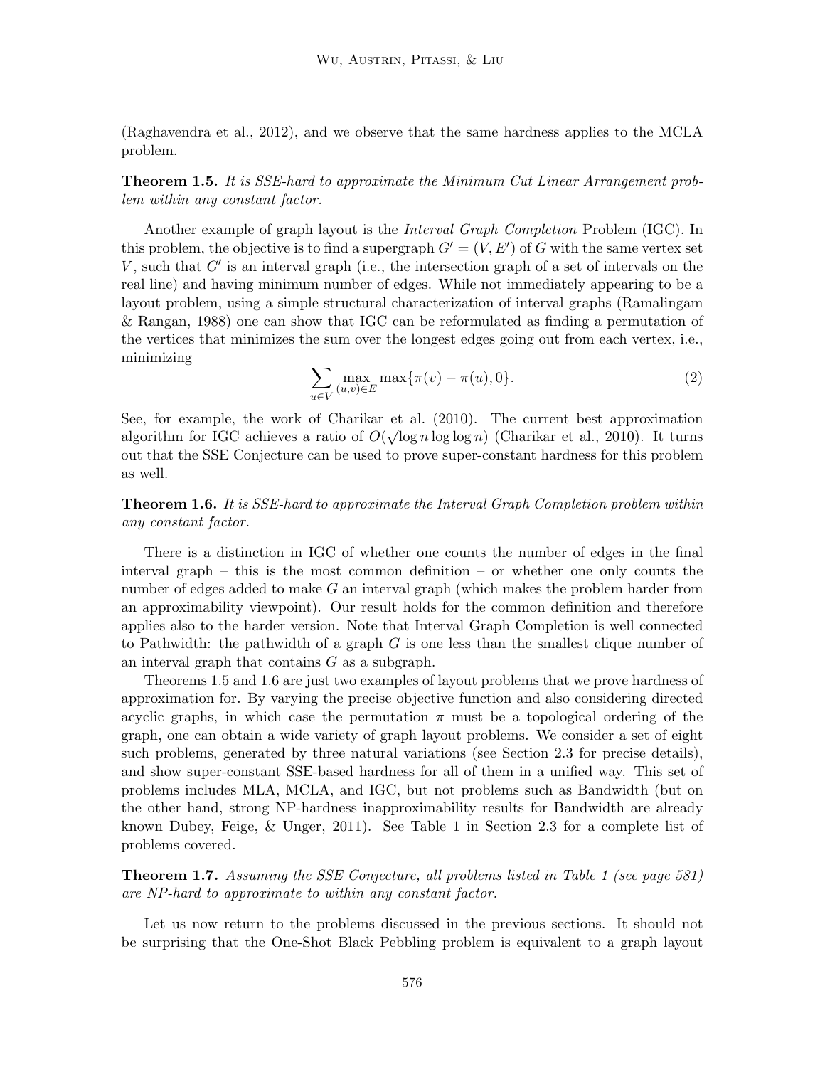(Raghavendra et al., 2012), and we observe that the same hardness applies to the MCLA problem.

**Theorem 1.5.** *It is SSE-hard to approximate the Minimum Cut Linear Arrangement problem within any constant factor.*

Another example of graph layout is the *Interval Graph Completion* Problem (IGC). In this problem, the objective is to find a supergraph $G' = (V, E')$ of $G$ with the same vertex set $V$, such that $G'$ is an interval graph (i.e., the intersection graph of a set of intervals on the real line) and having minimum number of edges. While not immediately appearing to be a layout problem, using a simple structural characterization of interval graphs (Ramalingam & Rangan, 1988) one can show that IGC can be reformulated as finding a permutation of the vertices that minimizes the sum over the longest edges going out from each vertex, i.e., minimizing

$$\sum_{u \in V} \max_{(u,v) \in E} \max\{\pi(v) - \pi(u), 0\}. \tag{2}$$

See, for example, the work of Charikar et al. (2010). The current best approximation algorithm for IGC achieves a ratio of $O(\sqrt{\log n} \log \log n)$ (Charikar et al., 2010). It turns out that the SSE Conjecture can be used to prove super-constant hardness for this problem as well.

**Theorem 1.6.** *It is SSE-hard to approximate the Interval Graph Completion problem within any constant factor.*

There is a distinction in IGC of whether one counts the number of edges in the final interval graph – this is the most common definition – or whether one only counts the number of edges added to make $G$ an interval graph (which makes the problem harder from an approximability viewpoint). Our result holds for the common definition and therefore applies also to the harder version. Note that Interval Graph Completion is well connected to Pathwidth: the pathwidth of a graph $G$ is one less than the smallest clique number of an interval graph that contains $G$ as a subgraph.

Theorems 1.5 and 1.6 are just two examples of layout problems that we prove hardness of approximation for. By varying the precise objective function and also considering directed acyclic graphs, in which case the permutation $\pi$ must be a topological ordering of the graph, one can obtain a wide variety of graph layout problems. We consider a set of eight such problems, generated by three natural variations (see Section 2.3 for precise details), and show super-constant SSE-based hardness for all of them in a unified way. This set of problems includes MLA, MCLA, and IGC, but not problems such as Bandwidth (but on the other hand, strong NP-hardness inapproximability results for Bandwidth are already known Dubey, Feige, & Unger, 2011). See Table 1 in Section 2.3 for a complete list of problems covered.

**Theorem 1.7.** *Assuming the SSE Conjecture, all problems listed in Table 1 (see page 581) are NP-hard to approximate to within any constant factor.*

Let us now return to the problems discussed in the previous sections. It should not be surprising that the One-Shot Black Pebbling problem is equivalent to a graph layout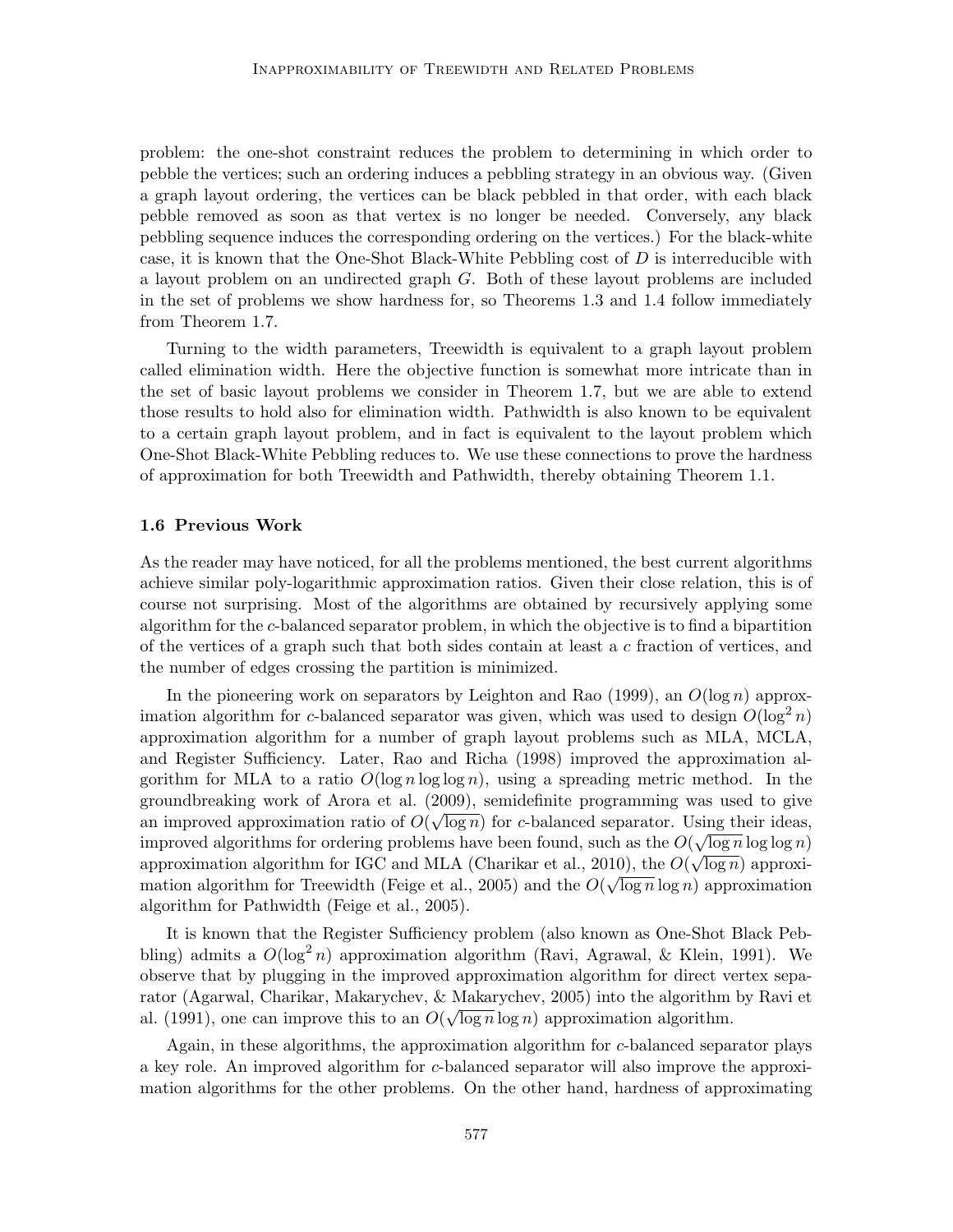problem: the one-shot constraint reduces the problem to determining in which order to pebble the vertices; such an ordering induces a pebbling strategy in an obvious way. (Given a graph layout ordering, the vertices can be black pebbled in that order, with each black pebble removed as soon as that vertex is no longer be needed. Conversely, any black pebbling sequence induces the corresponding ordering on the vertices.) For the black-white case, it is known that the One-Shot Black-White Pebbling cost of $D$ is interreducible with a layout problem on an undirected graph $G$. Both of these layout problems are included in the set of problems we show hardness for, so Theorems 1.3 and 1.4 follow immediately from Theorem 1.7.

Turning to the width parameters, Treewidth is equivalent to a graph layout problem called elimination width. Here the objective function is somewhat more intricate than in the set of basic layout problems we consider in Theorem 1.7, but we are able to extend those results to hold also for elimination width. Pathwidth is also known to be equivalent to a certain graph layout problem, and in fact is equivalent to the layout problem which One-Shot Black-White Pebbling reduces to. We use these connections to prove the hardness of approximation for both Treewidth and Pathwidth, thereby obtaining Theorem 1.1.

### 1.6 Previous Work

As the reader may have noticed, for all the problems mentioned, the best current algorithms achieve similar poly-logarithmic approximation ratios. Given their close relation, this is of course not surprising. Most of the algorithms are obtained by recursively applying some algorithm for the $c$-balanced separator problem, in which the objective is to find a bipartition of the vertices of a graph such that both sides contain at least a $c$ fraction of vertices, and the number of edges crossing the partition is minimized.

In the pioneering work on separators by Leighton and Rao (1999), an $O(\log n)$ approximation algorithm for $c$-balanced separator was given, which was used to design $O(\log^2 n)$ approximation algorithm for a number of graph layout problems such as MLA, MCLA, and Register Sufficiency. Later, Rao and Richa (1998) improved the approximation algorithm for MLA to a ratio $O(\log n \log \log n)$, using a spreading metric method. In the groundbreaking work of Arora et al. (2009), semidefinite programming was used to give an improved approximation ratio of $O(\sqrt{\log n})$ for $c$-balanced separator. Using their ideas, improved algorithms for ordering problems have been found, such as the $O(\sqrt{\log n} \log \log n)$ approximation algorithm for IGC and MLA (Charikar et al., 2010), the $O(\sqrt{\log n})$ approximation algorithm for Treewidth (Feige et al., 2005) and the $O(\sqrt{\log n} \log n)$ approximation algorithm for Pathwidth (Feige et al., 2005).

It is known that the Register Sufficiency problem (also known as One-Shot Black Pebbling) admits a $O(\log^2 n)$ approximation algorithm (Ravi, Agrawal, & Klein, 1991). We observe that by plugging in the improved approximation algorithm for direct vertex separator (Agarwal, Charikar, Makarychev, & Makarychev, 2005) into the algorithm by Ravi et al. (1991), one can improve this to an $O(\sqrt{\log n} \log n)$ approximation algorithm.

Again, in these algorithms, the approximation algorithm for $c$-balanced separator plays a key role. An improved algorithm for $c$-balanced separator will also improve the approximation algorithms for the other problems. On the other hand, hardness of approximating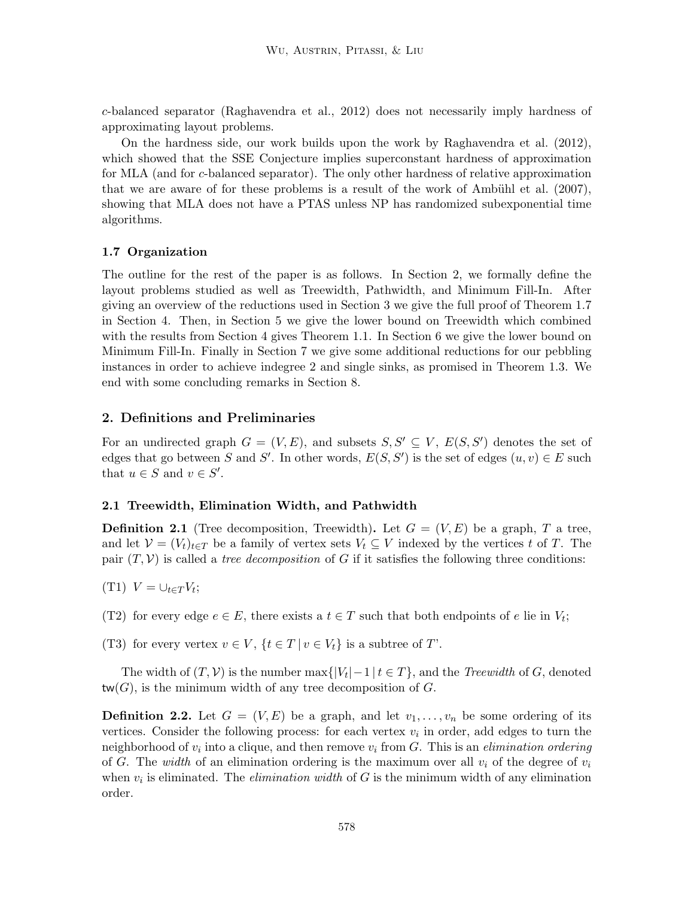$c$-balanced separator (Raghavendra et al., 2012) does not necessarily imply hardness of approximating layout problems.

On the hardness side, our work builds upon the work by Raghavendra et al. (2012), which showed that the SSE Conjecture implies superconstant hardness of approximation for MLA (and for $c$-balanced separator). The only other hardness of relative approximation that we are aware of for these problems is a result of the work of Ambühl et al. (2007), showing that MLA does not have a PTAS unless NP has randomized subexponential time algorithms.

### 1.7 Organization

The outline for the rest of the paper is as follows. In Section 2, we formally define the layout problems studied as well as Treewidth, Pathwidth, and Minimum Fill-In. After giving an overview of the reductions used in Section 3 we give the full proof of Theorem 1.7 in Section 4. Then, in Section 5 we give the lower bound on Treewidth which combined with the results from Section 4 gives Theorem 1.1. In Section 6 we give the lower bound on Minimum Fill-In. Finally in Section 7 we give some additional reductions for our pebbling instances in order to achieve indegree 2 and single sinks, as promised in Theorem 1.3. We end with some concluding remarks in Section 8.

## 2. Definitions and Preliminaries

For an undirected graph $G = (V, E)$, and subsets $S, S' \subseteq V$, $E(S, S')$ denotes the set of edges that go between $S$ and $S'$. In other words, $E(S, S')$ is the set of edges $(u, v) \in E$ such that $u \in S$ and $v \in S'$.

### 2.1 Treewidth, Elimination Width, and Pathwidth

**Definition 2.1** (Tree decomposition, Treewidth)**.** Let $G = (V, E)$ be a graph, $T$ a tree, and let $\mathcal{V} = (V_t)_{t \in T}$ be a family of vertex sets $V_t \subseteq V$ indexed by the vertices $t$ of $T$. The pair $(T, \mathcal{V})$ is called a *tree decomposition* of $G$ if it satisfies the following three conditions:

(T1) $V = \cup_{t \in T} V_t$;

(T2) for every edge $e \in E$, there exists a $t \in T$ such that both endpoints of $e$ lie in $V_t$;

(T3) for every vertex $v \in V$, $\{t \in T \mid v \in V_t\}$ is a subtree of $T$'.

The width of $(T, \mathcal{V})$ is the number $\max\{|V_t| - 1 \mid t \in T\}$, and the *Treewidth* of $G$, denoted $\mathsf{tw}(G)$, is the minimum width of any tree decomposition of $G$.

**Definition 2.2.** Let $G = (V, E)$ be a graph, and let $v_1, \ldots, v_n$ be some ordering of its vertices. Consider the following process: for each vertex $v_i$ in order, add edges to turn the neighborhood of $v_i$ into a clique, and then remove $v_i$ from $G$. This is an *elimination ordering* of $G$. The *width* of an elimination ordering is the maximum over all $v_i$ of the degree of $v_i$ when $v_i$ is eliminated. The *elimination width* of $G$ is the minimum width of any elimination order.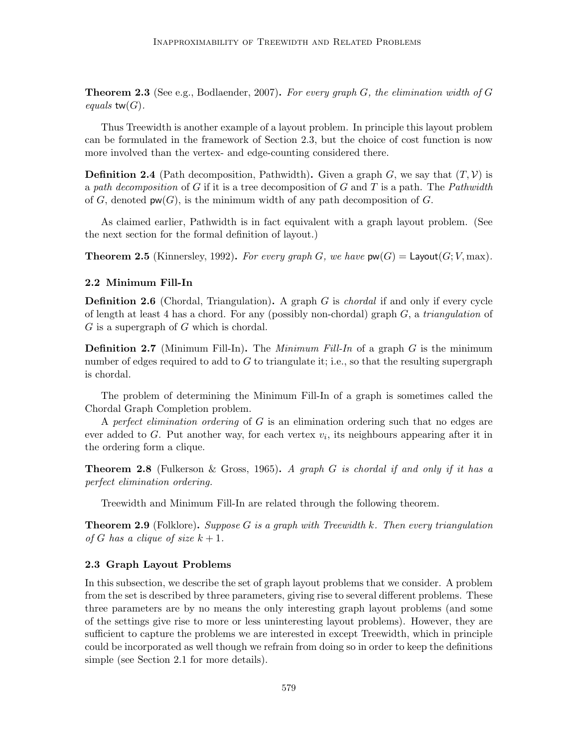**Theorem 2.3** (See e.g., Bodlaender, 2007)**.** *For every graph $G$, the elimination width of $G$ equals $\mathsf{tw}(G)$.*

Thus Treewidth is another example of a layout problem. In principle this layout problem can be formulated in the framework of Section 2.3, but the choice of cost function is now more involved than the vertex- and edge-counting considered there.

**Definition 2.4** (Path decomposition, Pathwidth)**.** Given a graph $G$, we say that $(T, \mathcal{V})$ is a *path decomposition* of $G$ if it is a tree decomposition of $G$ and $T$ is a path. The *Pathwidth* of $G$, denoted $\mathsf{pw}(G)$, is the minimum width of any path decomposition of $G$.

As claimed earlier, Pathwidth is in fact equivalent with a graph layout problem. (See the next section for the formal definition of layout.)

**Theorem 2.5** (Kinnersley, 1992)**.** *For every graph $G$, we have $\mathsf{pw}(G) = \mathsf{Layout}(G; V, \max)$.*

### 2.2 Minimum Fill-In

**Definition 2.6** (Chordal, Triangulation)**.** A graph $G$ is *chordal* if and only if every cycle of length at least 4 has a chord. For any (possibly non-chordal) graph $G$, a *triangulation* of $G$ is a supergraph of $G$ which is chordal.

**Definition 2.7** (Minimum Fill-In)**.** The *Minimum Fill-In* of a graph $G$ is the minimum number of edges required to add to $G$ to triangulate it; i.e., so that the resulting supergraph is chordal.

The problem of determining the Minimum Fill-In of a graph is sometimes called the Chordal Graph Completion problem.

A *perfect elimination ordering* of $G$ is an elimination ordering such that no edges are ever added to $G$. Put another way, for each vertex $v_i$, its neighbours appearing after it in the ordering form a clique.

**Theorem 2.8** (Fulkerson & Gross, 1965)**.** *A graph $G$ is chordal if and only if it has a perfect elimination ordering.*

Treewidth and Minimum Fill-In are related through the following theorem.

**Theorem 2.9** (Folklore)**.** *Suppose $G$ is a graph with Treewidth $k$. Then every triangulation of $G$ has a clique of size $k + 1$.*

### 2.3 Graph Layout Problems

In this subsection, we describe the set of graph layout problems that we consider. A problem from the set is described by three parameters, giving rise to several different problems. These three parameters are by no means the only interesting graph layout problems (and some of the settings give rise to more or less uninteresting layout problems). However, they are sufficient to capture the problems we are interested in except Treewidth, which in principle could be incorporated as well though we refrain from doing so in order to keep the definitions simple (see Section 2.1 for more details).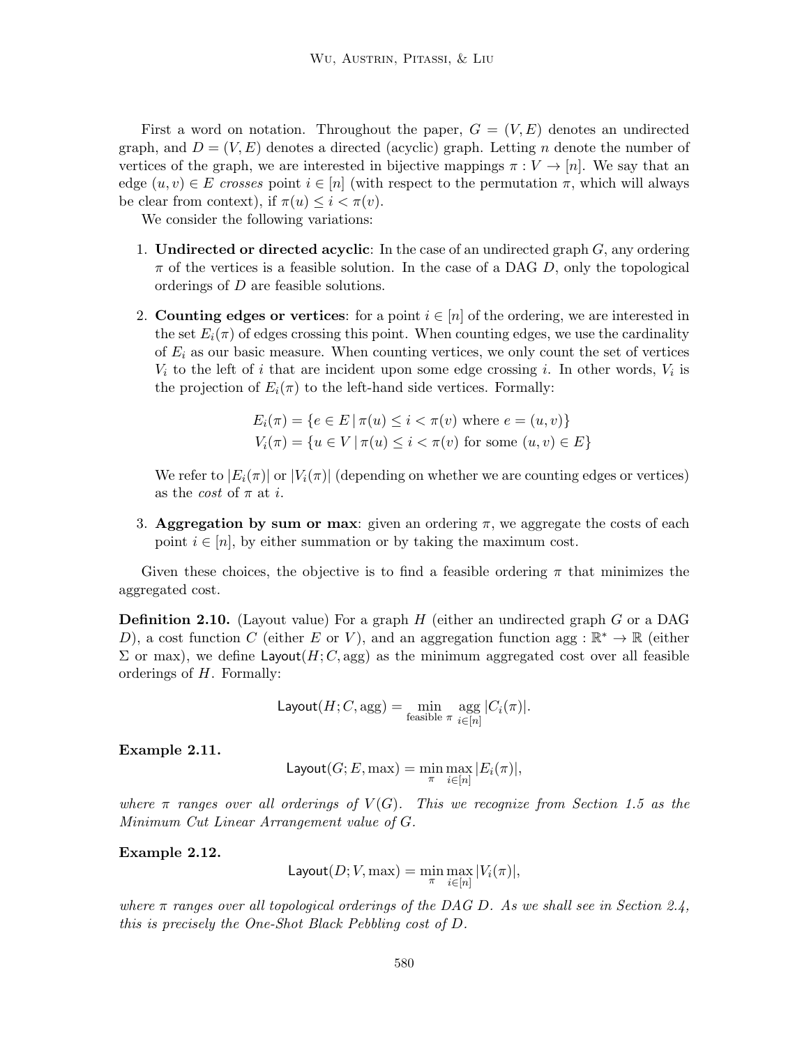First a word on notation. Throughout the paper, $G = (V, E)$ denotes an undirected graph, and $D = (V, E)$ denotes a directed (acyclic) graph. Letting $n$ denote the number of vertices of the graph, we are interested in bijective mappings $\pi : V \to [n]$. We say that an edge $(u, v) \in E$ *crosses* point $i \in [n]$ (with respect to the permutation $\pi$, which will always be clear from context), if $\pi(u) \leq i < \pi(v)$.

We consider the following variations:

1. **Undirected or directed acyclic**: In the case of an undirected graph $G$, any ordering $\pi$ of the vertices is a feasible solution. In the case of a DAG $D$, only the topological orderings of $D$ are feasible solutions.

2. **Counting edges or vertices**: for a point $i \in [n]$ of the ordering, we are interested in the set $E_i(\pi)$ of edges crossing this point. When counting edges, we use the cardinality of $E_i$ as our basic measure. When counting vertices, we only count the set of vertices $V_i$ to the left of $i$ that are incident upon some edge crossing $i$. In other words, $V_i$ is the projection of $E_i(\pi)$ to the left-hand side vertices. Formally:

$$E_i(\pi) = \{e \in E \mid \pi(u) \leq i < \pi(v) \text{ where } e = (u, v)\}$$
$$V_i(\pi) = \{u \in V \mid \pi(u) \leq i < \pi(v) \text{ for some } (u, v) \in E\}$$

   We refer to $|E_i(\pi)|$ or $|V_i(\pi)|$ (depending on whether we are counting edges or vertices) as the *cost* of $\pi$ at $i$.

3. **Aggregation by sum or max**: given an ordering $\pi$, we aggregate the costs of each point $i \in [n]$, by either summation or by taking the maximum cost.

Given these choices, the objective is to find a feasible ordering $\pi$ that minimizes the aggregated cost.

**Definition 2.10.** (Layout value) For a graph $H$ (either an undirected graph $G$ or a DAG $D$), a cost function $C$ (either $E$ or $V$), and an aggregation function $\text{agg} : \mathbb{R}^* \to \mathbb{R}$ (either $\Sigma$ or max), we define $\mathsf{Layout}(H; C, \text{agg})$ as the minimum aggregated cost over all feasible orderings of $H$. Formally:

$$\mathsf{Layout}(H; C, \text{agg}) = \min_{\text{feasible } \pi} \operatorname*{agg}_{i \in [n]} |C_i(\pi)|.$$

**Example 2.11.**

$$\mathsf{Layout}(G; E, \max) = \min_{\pi} \max_{i \in [n]} |E_i(\pi)|,$$

*where $\pi$ ranges over all orderings of $V(G)$. This we recognize from Section 1.5 as the Minimum Cut Linear Arrangement value of $G$.*

**Example 2.12.**

$$\mathsf{Layout}(D; V, \max) = \min_{\pi} \max_{i \in [n]} |V_i(\pi)|,$$

*where $\pi$ ranges over all topological orderings of the DAG $D$. As we shall see in Section 2.4, this is precisely the One-Shot Black Pebbling cost of $D$.*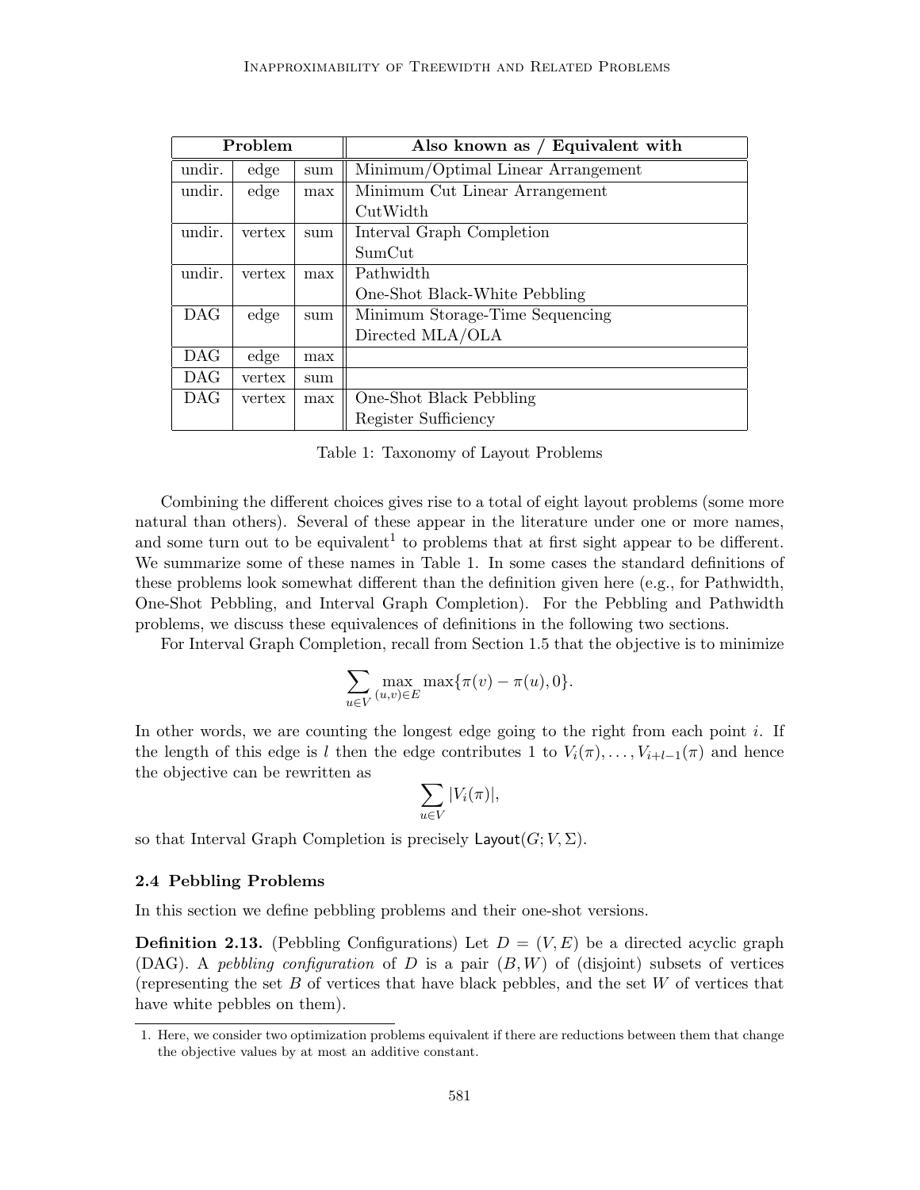| Problem | | | Also known as / Equivalent with |
|---|---|---|---|
| undir. | edge | sum | Minimum/Optimal Linear Arrangement |
| undir. | edge | max | Minimum Cut Linear Arrangement<br>CutWidth |
| undir. | vertex | sum | Interval Graph Completion<br>SumCut |
| undir. | vertex | max | Pathwidth<br>One-Shot Black-White Pebbling |
| DAG | edge | sum | Minimum Storage-Time Sequencing<br>Directed MLA/OLA |
| DAG | edge | max | |
| DAG | vertex | sum | |
| DAG | vertex | max | One-Shot Black Pebbling<br>Register Sufficiency |

Table 1: Taxonomy of Layout Problems

Combining the different choices gives rise to a total of eight layout problems (some more natural than others). Several of these appear in the literature under one or more names, and some turn out to be equivalent[1] to problems that at first sight appear to be different. We summarize some of these names in Table 1. In some cases the standard definitions of these problems look somewhat different than the definition given here (e.g., for Pathwidth, One-Shot Pebbling, and Interval Graph Completion). For the Pebbling and Pathwidth problems, we discuss these equivalences of definitions in the following two sections.

For Interval Graph Completion, recall from Section 1.5 that the objective is to minimize

$$\sum_{u \in V} \max_{(u,v) \in E} \max\{\pi(v) - \pi(u), 0\}.$$

In other words, we are counting the longest edge going to the right from each point $i$. If the length of this edge is $l$ then the edge contributes 1 to $V_i(\pi), \ldots, V_{i+l-1}(\pi)$ and hence the objective can be rewritten as

$$\sum_{u \in V} |V_i(\pi)|,$$

so that Interval Graph Completion is precisely $\mathsf{Layout}(G; V, \Sigma)$.

### 2.4 Pebbling Problems

In this section we define pebbling problems and their one-shot versions.

**Definition 2.13.** (Pebbling Configurations) Let $D = (V, E)$ be a directed acyclic graph (DAG). A *pebbling configuration* of $D$ is a pair $(B, W)$ of (disjoint) subsets of vertices (representing the set $B$ of vertices that have black pebbles, and the set $W$ of vertices that have white pebbles on them).

1. Here, we consider two optimization problems equivalent if there are reductions between them that change the objective values by at most an additive constant.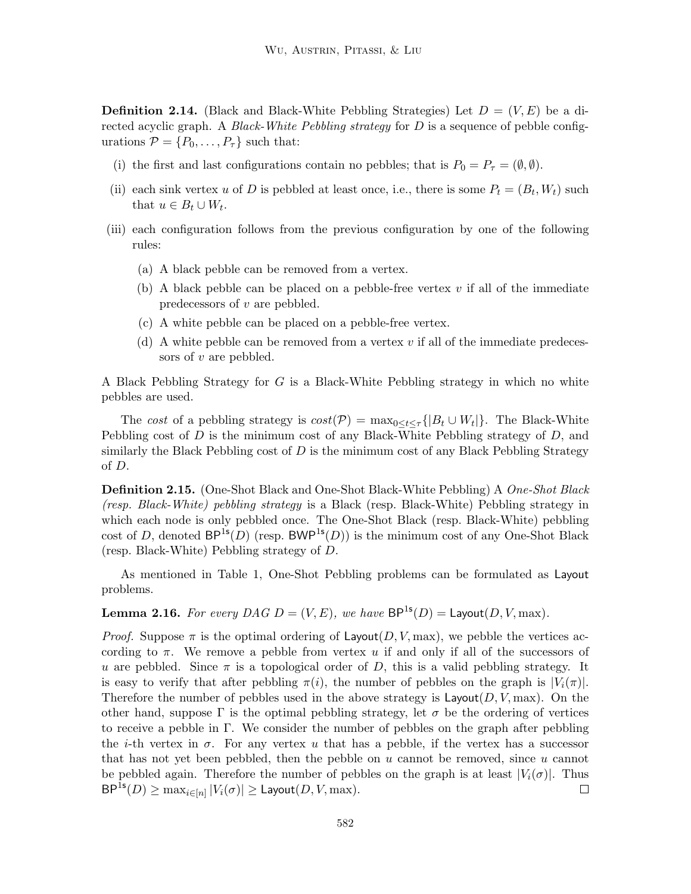**Definition 2.14.** (Black and Black-White Pebbling Strategies) Let $D = (V, E)$ be a directed acyclic graph. A *Black-White Pebbling strategy* for $D$ is a sequence of pebble configurations $\mathcal{P} = \{P_0, \dots, P_\tau\}$ such that:

(i) the first and last configurations contain no pebbles; that is $P_0 = P_\tau = (\emptyset, \emptyset)$.

(ii) each sink vertex $u$ of $D$ is pebbled at least once, i.e., there is some $P_t = (B_t, W_t)$ such that $u \in B_t \cup W_t$.

(iii) each configuration follows from the previous configuration by one of the following rules:

  (a) A black pebble can be removed from a vertex.

  (b) A black pebble can be placed on a pebble-free vertex $v$ if all of the immediate predecessors of $v$ are pebbled.

  (c) A white pebble can be placed on a pebble-free vertex.

  (d) A white pebble can be removed from a vertex $v$ if all of the immediate predecessors of $v$ are pebbled.

A Black Pebbling Strategy for $G$ is a Black-White Pebbling strategy in which no white pebbles are used.

The *cost* of a pebbling strategy is $cost(\mathcal{P}) = \max_{0 \le t \le \tau}\{|B_t \cup W_t|\}$. The Black-White Pebbling cost of $D$ is the minimum cost of any Black-White Pebbling strategy of $D$, and similarly the Black Pebbling cost of $D$ is the minimum cost of any Black Pebbling Strategy of $D$.

**Definition 2.15.** (One-Shot Black and One-Shot Black-White Pebbling) A *One-Shot Black (resp. Black-White) pebbling strategy* is a Black (resp. Black-White) Pebbling strategy in which each node is only pebbled once. The One-Shot Black (resp. Black-White) pebbling cost of $D$, denoted $\mathsf{BP}^{\mathsf{1s}}(D)$ (resp. $\mathsf{BWP}^{\mathsf{1s}}(D)$) is the minimum cost of any One-Shot Black (resp. Black-White) Pebbling strategy of $D$.

As mentioned in Table 1, One-Shot Pebbling problems can be formulated as $\mathsf{Layout}$ problems.

**Lemma 2.16.** *For every DAG $D = (V, E)$, we have $\mathsf{BP}^{\mathsf{1s}}(D) = \mathsf{Layout}(D, V, \max)$.*

*Proof.* Suppose $\pi$ is the optimal ordering of $\mathsf{Layout}(D, V, \max)$, we pebble the vertices according to $\pi$. We remove a pebble from vertex $u$ if and only if all of the successors of $u$ are pebbled. Since $\pi$ is a topological order of $D$, this is a valid pebbling strategy. It is easy to verify that after pebbling $\pi(i)$, the number of pebbles on the graph is $|V_i(\pi)|$. Therefore the number of pebbles used in the above strategy is $\mathsf{Layout}(D, V, \max)$. On the other hand, suppose $\Gamma$ is the optimal pebbling strategy, let $\sigma$ be the ordering of vertices to receive a pebble in $\Gamma$. We consider the number of pebbles on the graph after pebbling the $i$-th vertex in $\sigma$. For any vertex $u$ that has a pebble, if the vertex has a successor that has not yet been pebbled, then the pebble on $u$ cannot be removed, since $u$ cannot be pebbled again. Therefore the number of pebbles on the graph is at least $|V_i(\sigma)|$. Thus $\mathsf{BP}^{\mathsf{1s}}(D) \ge \max_{i \in [n]} |V_i(\sigma)| \ge \mathsf{Layout}(D, V, \max)$. $\square$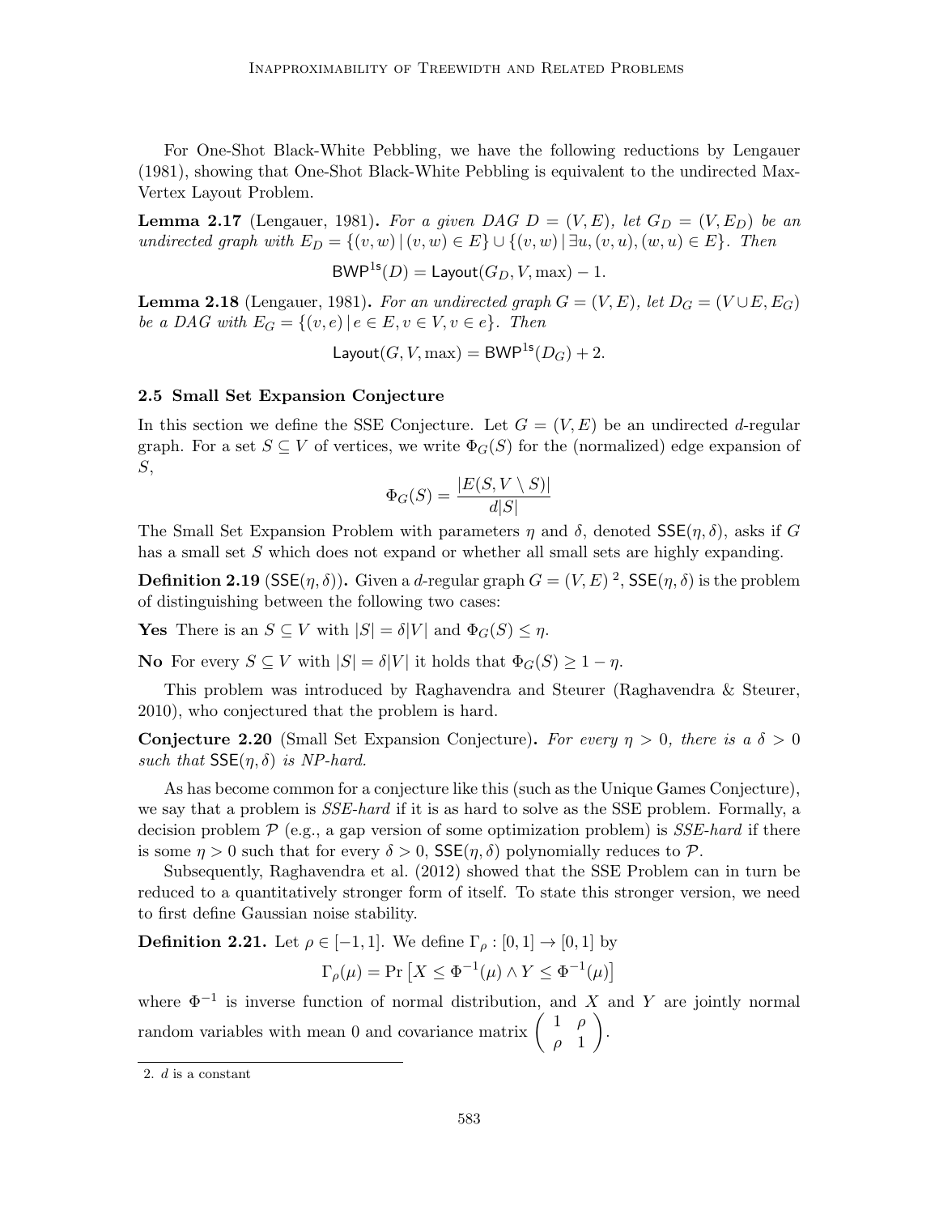For One-Shot Black-White Pebbling, we have the following reductions by Lengauer (1981), showing that One-Shot Black-White Pebbling is equivalent to the undirected Max-Vertex Layout Problem.

**Lemma 2.17** (Lengauer, 1981). *For a given DAG $D = (V, E)$, let $G_D = (V, E_D)$ be an undirected graph with $E_D = \{(v, w) \mid (v, w) \in E\} \cup \{(v, w) \mid \exists u, (v, u), (w, u) \in E\}$. Then*

$$\mathsf{BWP}^{\mathsf{1s}}(D) = \mathsf{Layout}(G_D, V, \max) - 1.$$

**Lemma 2.18** (Lengauer, 1981). *For an undirected graph $G = (V, E)$, let $D_G = (V \cup E, E_G)$ be a DAG with $E_G = \{(v, e) \mid e \in E, v \in V, v \in e\}$. Then*

$$\mathsf{Layout}(G, V, \max) = \mathsf{BWP}^{\mathsf{1s}}(D_G) + 2.$$

### 2.5 Small Set Expansion Conjecture

In this section we define the SSE Conjecture. Let $G = (V, E)$ be an undirected $d$-regular graph. For a set $S \subseteq V$ of vertices, we write $\Phi_G(S)$ for the (normalized) edge expansion of $S$,

$$\Phi_G(S) = \frac{|E(S, V \setminus S)|}{d|S|}$$

The Small Set Expansion Problem with parameters $\eta$ and $\delta$, denoted $\mathsf{SSE}(\eta, \delta)$, asks if $G$ has a small set $S$ which does not expand or whether all small sets are highly expanding.

**Definition 2.19** ($\mathsf{SSE}(\eta, \delta)$). Given a $d$-regular graph $G = (V, E)$ [2], $\mathsf{SSE}(\eta, \delta)$ is the problem of distinguishing between the following two cases:

**Yes** There is an $S \subseteq V$ with $|S| = \delta|V|$ and $\Phi_G(S) \leq \eta$.

**No** For every $S \subseteq V$ with $|S| = \delta|V|$ it holds that $\Phi_G(S) \geq 1 - \eta$.

This problem was introduced by Raghavendra and Steurer (Raghavendra & Steurer, 2010), who conjectured that the problem is hard.

**Conjecture 2.20** (Small Set Expansion Conjecture). *For every $\eta > 0$, there is a $\delta > 0$ such that $\mathsf{SSE}(\eta, \delta)$ is NP-hard.*

As has become common for a conjecture like this (such as the Unique Games Conjecture), we say that a problem is *SSE-hard* if it is as hard to solve as the SSE problem. Formally, a decision problem $\mathcal{P}$ (e.g., a gap version of some optimization problem) is *SSE-hard* if there is some $\eta > 0$ such that for every $\delta > 0$, $\mathsf{SSE}(\eta, \delta)$ polynomially reduces to $\mathcal{P}$.

Subsequently, Raghavendra et al. (2012) showed that the SSE Problem can in turn be reduced to a quantitatively stronger form of itself. To state this stronger version, we need to first define Gaussian noise stability.

**Definition 2.21.** Let $\rho \in [-1, 1]$. We define $\Gamma_\rho : [0, 1] \to [0, 1]$ by

$$\Gamma_\rho(\mu) = \Pr\left[X \leq \Phi^{-1}(\mu) \wedge Y \leq \Phi^{-1}(\mu)\right]$$

where $\Phi^{-1}$ is inverse function of normal distribution, and $X$ and $Y$ are jointly normal random variables with mean 0 and covariance matrix $\begin{pmatrix} 1 & \rho \\ \rho & 1 \end{pmatrix}$.

2. $d$ is a constant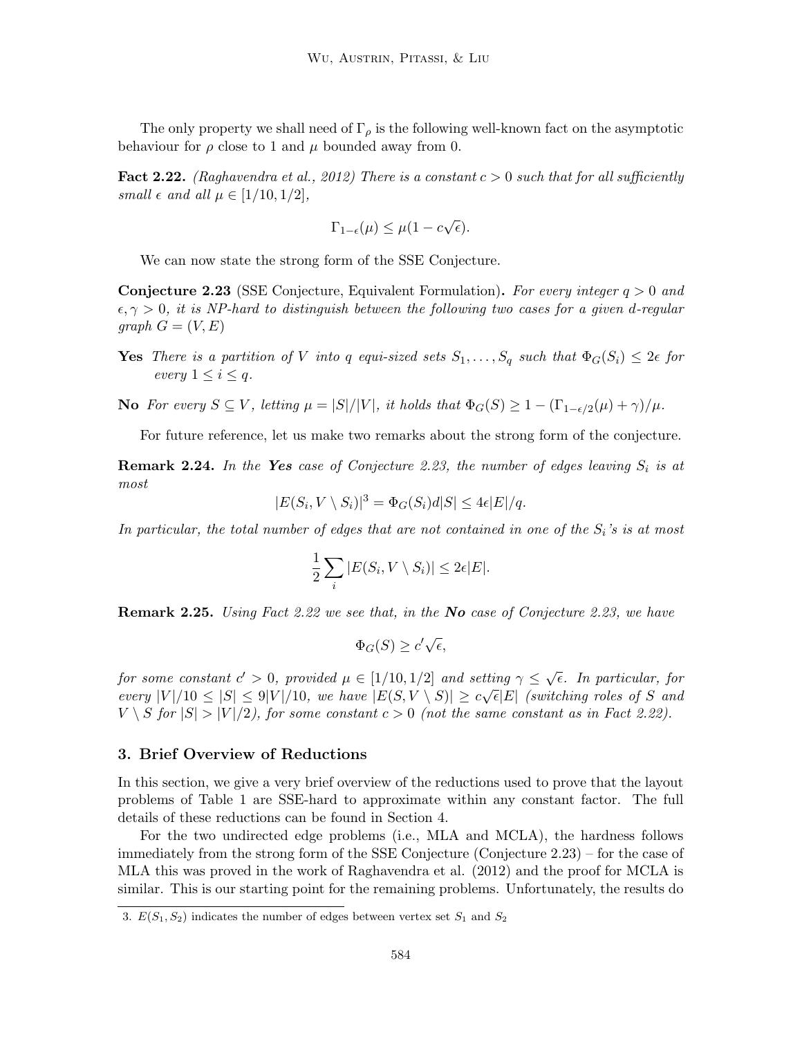The only property we shall need of $\Gamma_\rho$ is the following well-known fact on the asymptotic behaviour for $\rho$ close to 1 and $\mu$ bounded away from 0.

**Fact 2.22.** *(Raghavendra et al., 2012) There is a constant $c > 0$ such that for all sufficiently small $\epsilon$ and all $\mu \in [1/10, 1/2]$,*

$$\Gamma_{1-\epsilon}(\mu) \leq \mu(1 - c\sqrt{\epsilon}).$$

We can now state the strong form of the SSE Conjecture.

**Conjecture 2.23** (SSE Conjecture, Equivalent Formulation)**.** *For every integer $q > 0$ and $\epsilon, \gamma > 0$, it is NP-hard to distinguish between the following two cases for a given $d$-regular graph $G = (V, E)$*

**Yes** *There is a partition of $V$ into $q$ equi-sized sets $S_1, \ldots, S_q$ such that $\Phi_G(S_i) \leq 2\epsilon$ for every $1 \leq i \leq q$.*

**No** *For every $S \subseteq V$, letting $\mu = |S|/|V|$, it holds that $\Phi_G(S) \geq 1 - (\Gamma_{1-\epsilon/2}(\mu) + \gamma)/\mu$.*

For future reference, let us make two remarks about the strong form of the conjecture.

**Remark 2.24.** *In the **Yes** case of Conjecture 2.23, the number of edges leaving $S_i$ is at most*

$$|E(S_i, V \setminus S_i)|^3 = \Phi_G(S_i) d|S| \leq 4\epsilon|E|/q.$$

*In particular, the total number of edges that are not contained in one of the $S_i$'s is at most*

$$\frac{1}{2}\sum_i |E(S_i, V \setminus S_i)| \leq 2\epsilon|E|.$$

**Remark 2.25.** *Using Fact 2.22 we see that, in the **No** case of Conjecture 2.23, we have*

$$\Phi_G(S) \geq c'\sqrt{\epsilon},$$

*for some constant $c' > 0$, provided $\mu \in [1/10, 1/2]$ and setting $\gamma \leq \sqrt{\epsilon}$. In particular, for every $|V|/10 \leq |S| \leq 9|V|/10$, we have $|E(S, V \setminus S)| \geq c\sqrt{\epsilon}|E|$ (switching roles of $S$ and $V \setminus S$ for $|S| > |V|/2$), for some constant $c > 0$ (not the same constant as in Fact 2.22).*

## 3. Brief Overview of Reductions

In this section, we give a very brief overview of the reductions used to prove that the layout problems of Table 1 are SSE-hard to approximate within any constant factor. The full details of these reductions can be found in Section 4.

For the two undirected edge problems (i.e., MLA and MCLA), the hardness follows immediately from the strong form of the SSE Conjecture (Conjecture 2.23) – for the case of MLA this was proved in the work of Raghavendra et al. (2012) and the proof for MCLA is similar. This is our starting point for the remaining problems. Unfortunately, the results do

3. $E(S_1, S_2)$ indicates the number of edges between vertex set $S_1$ and $S_2$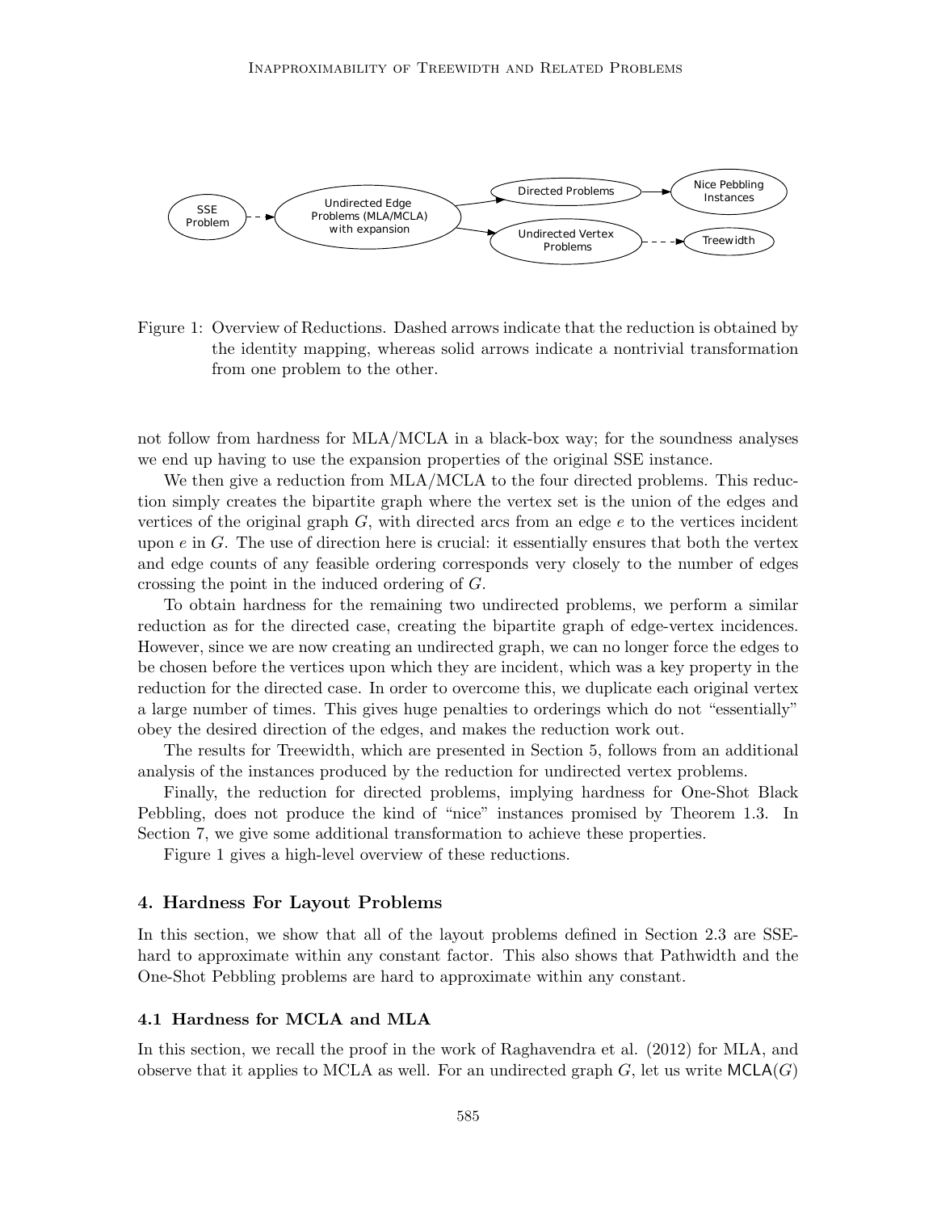SSE Problem

Undirected Edge Problems (MLA/MCLA) with expansion

Directed Problems

Nice Pebbling Instances

Undirected Vertex Problems

Treewidth

Figure 1: Overview of Reductions. Dashed arrows indicate that the reduction is obtained by the identity mapping, whereas solid arrows indicate a nontrivial transformation from one problem to the other.

not follow from hardness for MLA/MCLA in a black-box way; for the soundness analyses we end up having to use the expansion properties of the original SSE instance.

We then give a reduction from MLA/MCLA to the four directed problems. This reduction simply creates the bipartite graph where the vertex set is the union of the edges and vertices of the original graph $G$, with directed arcs from an edge $e$ to the vertices incident upon $e$ in $G$. The use of direction here is crucial: it essentially ensures that both the vertex and edge counts of any feasible ordering corresponds very closely to the number of edges crossing the point in the induced ordering of $G$.

To obtain hardness for the remaining two undirected problems, we perform a similar reduction as for the directed case, creating the bipartite graph of edge-vertex incidences. However, since we are now creating an undirected graph, we can no longer force the edges to be chosen before the vertices upon which they are incident, which was a key property in the reduction for the directed case. In order to overcome this, we duplicate each original vertex a large number of times. This gives huge penalties to orderings which do not "essentially" obey the desired direction of the edges, and makes the reduction work out.

The results for Treewidth, which are presented in Section 5, follows from an additional analysis of the instances produced by the reduction for undirected vertex problems.

Finally, the reduction for directed problems, implying hardness for One-Shot Black Pebbling, does not produce the kind of "nice" instances promised by Theorem 1.3. In Section 7, we give some additional transformation to achieve these properties.

Figure 1 gives a high-level overview of these reductions.

## 4. Hardness For Layout Problems

In this section, we show that all of the layout problems defined in Section 2.3 are SSE-hard to approximate within any constant factor. This also shows that Pathwidth and the One-Shot Pebbling problems are hard to approximate within any constant.

### 4.1 Hardness for MCLA and MLA

In this section, we recall the proof in the work of Raghavendra et al. (2012) for MLA, and observe that it applies to MCLA as well. For an undirected graph $G$, let us write $\mathsf{MCLA}(G)$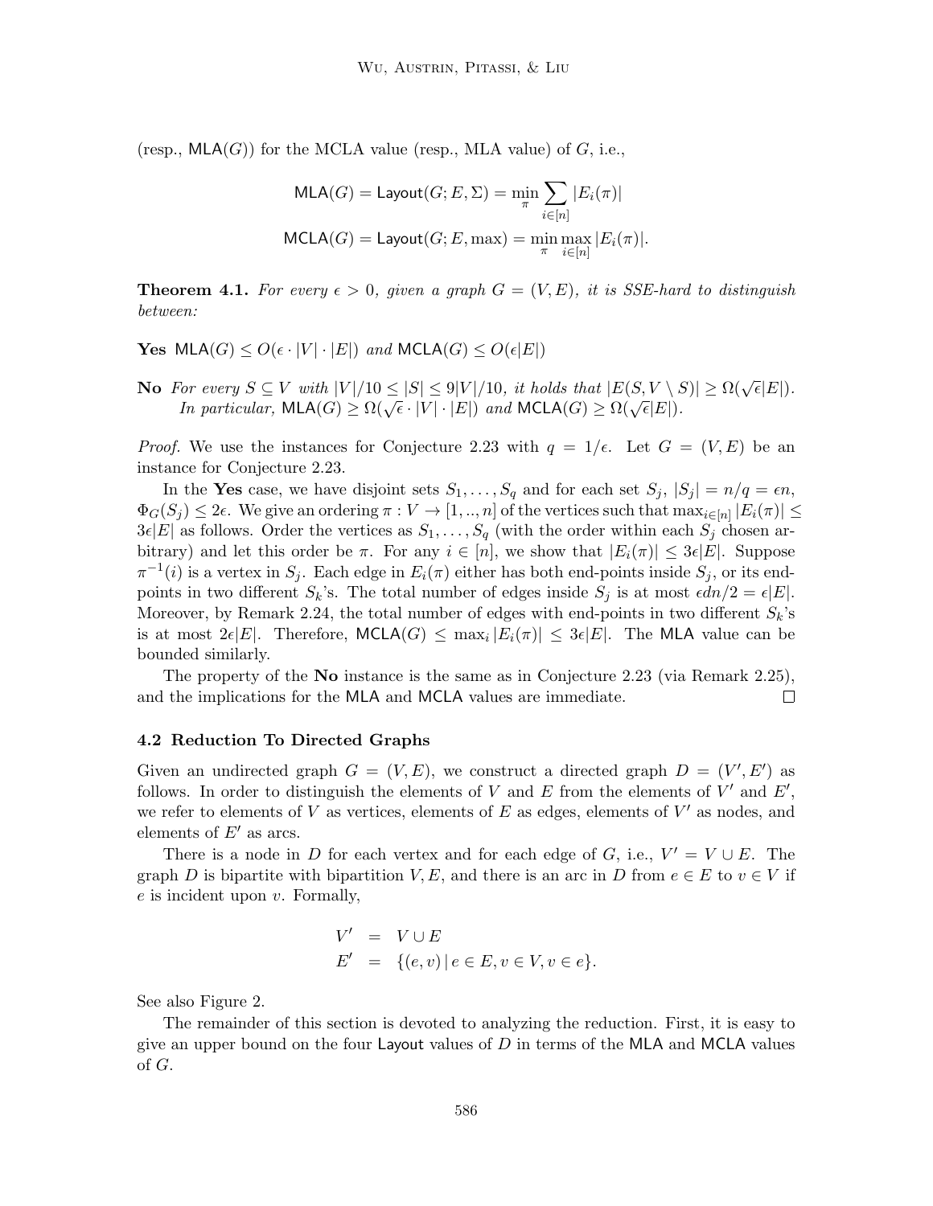(resp., $\mathsf{MLA}(G)$) for the MCLA value (resp., MLA value) of $G$, i.e.,

$$\mathsf{MLA}(G) = \mathsf{Layout}(G; E, \Sigma) = \min_{\pi} \sum_{i \in [n]} |E_i(\pi)|$$

$$\mathsf{MCLA}(G) = \mathsf{Layout}(G; E, \max) = \min_{\pi} \max_{i \in [n]} |E_i(\pi)|.$$

**Theorem 4.1.** *For every $\epsilon > 0$, given a graph $G = (V, E)$, it is SSE-hard to distinguish between:*

**Yes** $\mathsf{MLA}(G) \le O(\epsilon \cdot |V| \cdot |E|)$ *and* $\mathsf{MCLA}(G) \le O(\epsilon |E|)$

**No** *For every $S \subseteq V$ with $|V|/10 \le |S| \le 9|V|/10$, it holds that $|E(S, V \setminus S)| \ge \Omega(\sqrt{\epsilon}|E|)$. In particular, $\mathsf{MLA}(G) \ge \Omega(\sqrt{\epsilon} \cdot |V| \cdot |E|)$ and $\mathsf{MCLA}(G) \ge \Omega(\sqrt{\epsilon}|E|)$.*

*Proof.* We use the instances for Conjecture 2.23 with $q = 1/\epsilon$. Let $G = (V, E)$ be an instance for Conjecture 2.23.

In the **Yes** case, we have disjoint sets $S_1, \dots, S_q$ and for each set $S_j$, $|S_j| = n/q = \epsilon n$, $\Phi_G(S_j) \le 2\epsilon$. We give an ordering $\pi : V \to [1, .., n]$ of the vertices such that $\max_{i \in [n]} |E_i(\pi)| \le 3\epsilon|E|$ as follows. Order the vertices as $S_1, \dots, S_q$ (with the order within each $S_j$ chosen arbitrary) and let this order be $\pi$. For any $i \in [n]$, we show that $|E_i(\pi)| \le 3\epsilon|E|$. Suppose $\pi^{-1}(i)$ is a vertex in $S_j$. Each edge in $E_i(\pi)$ either has both end-points inside $S_j$, or its end-points in two different $S_k$'s. The total number of edges inside $S_j$ is at most $\epsilon dn/2 = \epsilon|E|$. Moreover, by Remark 2.24, the total number of edges with end-points in two different $S_k$'s is at most $2\epsilon|E|$. Therefore, $\mathsf{MCLA}(G) \le \max_i |E_i(\pi)| \le 3\epsilon|E|$. The $\mathsf{MLA}$ value can be bounded similarly.

The property of the **No** instance is the same as in Conjecture 2.23 (via Remark 2.25), and the implications for the $\mathsf{MLA}$ and $\mathsf{MCLA}$ values are immediate. $\square$

### 4.2 Reduction To Directed Graphs

Given an undirected graph $G = (V, E)$, we construct a directed graph $D = (V', E')$ as follows. In order to distinguish the elements of $V$ and $E$ from the elements of $V'$ and $E'$, we refer to elements of $V$ as vertices, elements of $E$ as edges, elements of $V'$ as nodes, and elements of $E'$ as arcs.

There is a node in $D$ for each vertex and for each edge of $G$, i.e., $V' = V \cup E$. The graph $D$ is bipartite with bipartition $V, E$, and there is an arc in $D$ from $e \in E$ to $v \in V$ if $e$ is incident upon $v$. Formally,

$$\begin{aligned} V' &= V \cup E \\ E' &= \{(e, v) \mid e \in E, v \in V, v \in e\}. \end{aligned}$$

See also Figure 2.

The remainder of this section is devoted to analyzing the reduction. First, it is easy to give an upper bound on the four $\mathsf{Layout}$ values of $D$ in terms of the $\mathsf{MLA}$ and $\mathsf{MCLA}$ values of $G$.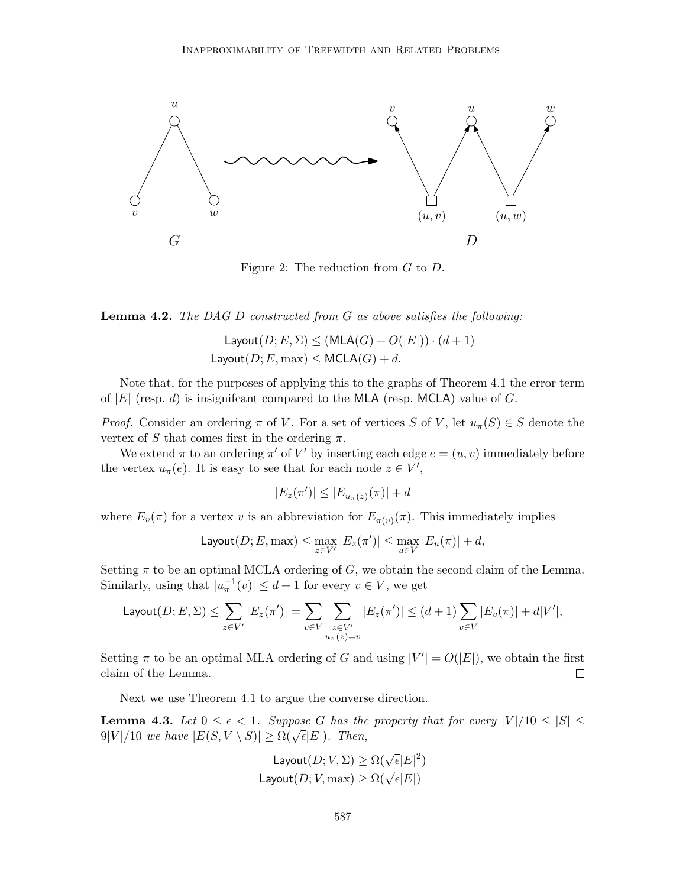Figure 2: The reduction from $G$ to $D$.

**Lemma 4.2.** *The DAG $D$ constructed from $G$ as above satisfies the following:*

$$\mathsf{Layout}(D; E, \Sigma) \leq (\mathsf{MLA}(G) + O(|E|)) \cdot (d+1)$$
$$\mathsf{Layout}(D; E, \max) \leq \mathsf{MCLA}(G) + d.$$

Note that, for the purposes of applying this to the graphs of Theorem 4.1 the error term of $|E|$ (resp. $d$) is insignifcant compared to the MLA (resp. MCLA) value of $G$.

*Proof.* Consider an ordering $\pi$ of $V$. For a set of vertices $S$ of $V$, let $u_\pi(S) \in S$ denote the vertex of $S$ that comes first in the ordering $\pi$.

We extend $\pi$ to an ordering $\pi'$ of $V'$ by inserting each edge $e = (u, v)$ immediately before the vertex $u_\pi(e)$. It is easy to see that for each node $z \in V'$,

$$|E_z(\pi')| \leq |E_{u_\pi(z)}(\pi)| + d$$

where $E_v(\pi)$ for a vertex $v$ is an abbreviation for $E_{\pi(v)}(\pi)$. This immediately implies

$$\mathsf{Layout}(D; E, \max) \leq \max_{z \in V'} |E_z(\pi')| \leq \max_{u \in V} |E_u(\pi)| + d,$$

Setting $\pi$ to be an optimal MCLA ordering of $G$, we obtain the second claim of the Lemma. Similarly, using that $|u_\pi^{-1}(v)| \leq d+1$ for every $v \in V$, we get

$$\mathsf{Layout}(D; E, \Sigma) \leq \sum_{z \in V'} |E_z(\pi')| = \sum_{v \in V} \sum_{\substack{z \in V' \\ u_\pi(z) = v}} |E_z(\pi')| \leq (d+1) \sum_{v \in V} |E_v(\pi)| + d|V'|,$$

Setting $\pi$ to be an optimal MLA ordering of $G$ and using $|V'| = O(|E|)$, we obtain the first claim of the Lemma. $\square$

Next we use Theorem 4.1 to argue the converse direction.

**Lemma 4.3.** *Let $0 \leq \epsilon < 1$. Suppose $G$ has the property that for every $|V|/10 \leq |S| \leq 9|V|/10$ we have $|E(S, V \setminus S)| \geq \Omega(\sqrt{\epsilon}|E|)$. Then,*

$$\mathsf{Layout}(D; V, \Sigma) \geq \Omega(\sqrt{\epsilon}|E|^2)$$
$$\mathsf{Layout}(D; V, \max) \geq \Omega(\sqrt{\epsilon}|E|)$$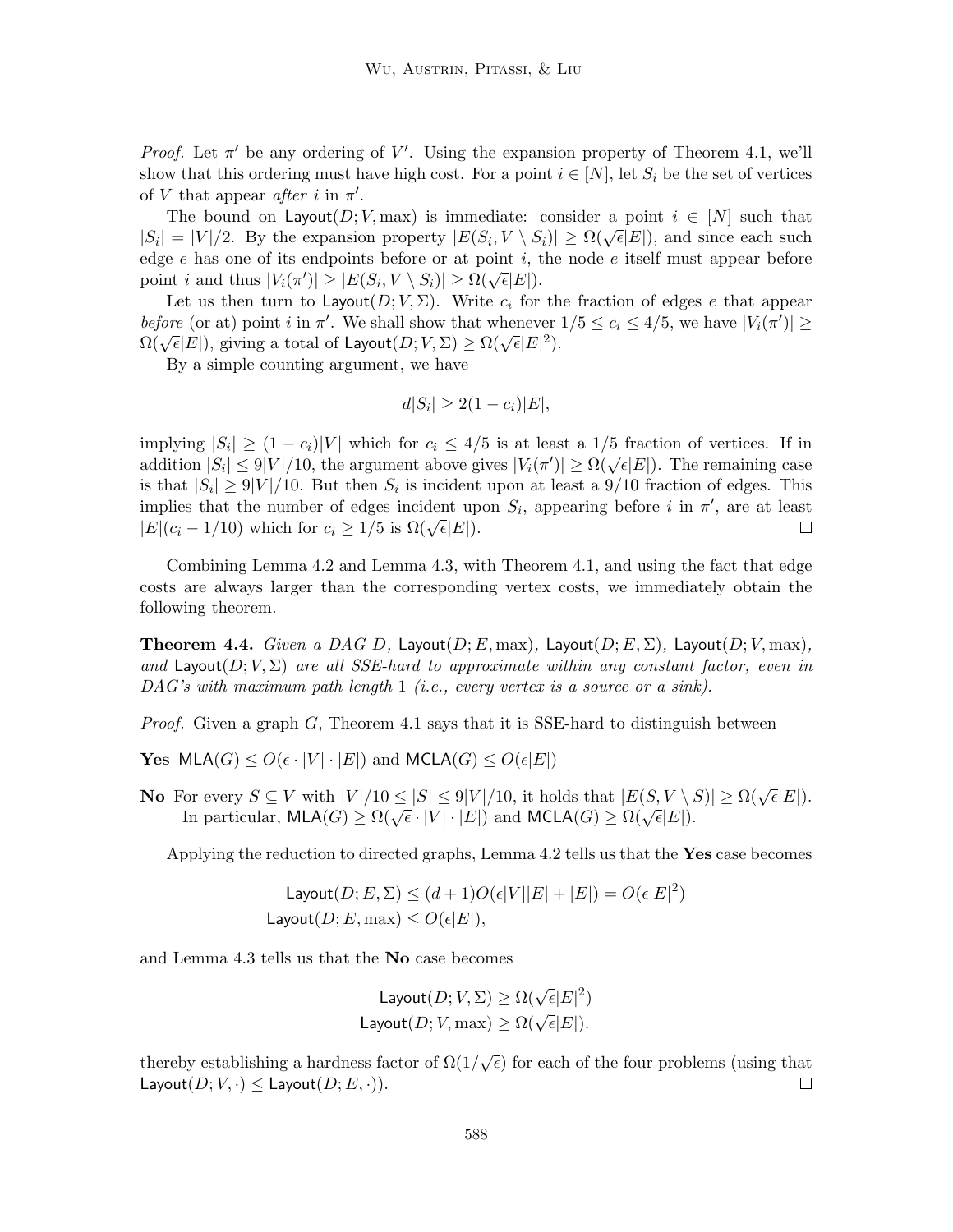*Proof.* Let $\pi'$ be any ordering of $V'$. Using the expansion property of Theorem 4.1, we'll show that this ordering must have high cost. For a point $i \in [N]$, let $S_i$ be the set of vertices of $V$ that appear *after* $i$ in $\pi'$.

The bound on $\mathsf{Layout}(D; V, \max)$ is immediate: consider a point $i \in [N]$ such that $|S_i| = |V|/2$. By the expansion property $|E(S_i, V \setminus S_i)| \geq \Omega(\sqrt{\epsilon}|E|)$, and since each such edge $e$ has one of its endpoints before or at point $i$, the node $e$ itself must appear before point $i$ and thus $|V_i(\pi')| \geq |E(S_i, V \setminus S_i)| \geq \Omega(\sqrt{\epsilon}|E|)$.

Let us then turn to $\mathsf{Layout}(D; V, \Sigma)$. Write $c_i$ for the fraction of edges $e$ that appear *before* (or at) point $i$ in $\pi'$. We shall show that whenever $1/5 \leq c_i \leq 4/5$, we have $|V_i(\pi')| \geq \Omega(\sqrt{\epsilon}|E|)$, giving a total of $\mathsf{Layout}(D; V, \Sigma) \geq \Omega(\sqrt{\epsilon}|E|^2)$.

By a simple counting argument, we have

$$d|S_i| \geq 2(1 - c_i)|E|,$$

implying $|S_i| \geq (1 - c_i)|V|$ which for $c_i \leq 4/5$ is at least a $1/5$ fraction of vertices. If in addition $|S_i| \leq 9|V|/10$, the argument above gives $|V_i(\pi')| \geq \Omega(\sqrt{\epsilon}|E|)$. The remaining case is that $|S_i| \geq 9|V|/10$. But then $S_i$ is incident upon at least a $9/10$ fraction of edges. This implies that the number of edges incident upon $S_i$, appearing before $i$ in $\pi'$, are at least $|E|(c_i - 1/10)$ which for $c_i \geq 1/5$ is $\Omega(\sqrt{\epsilon}|E|)$. $\square$

Combining Lemma 4.2 and Lemma 4.3, with Theorem 4.1, and using the fact that edge costs are always larger than the corresponding vertex costs, we immediately obtain the following theorem.

**Theorem 4.4.** *Given a DAG $D$, $\mathsf{Layout}(D; E, \max)$, $\mathsf{Layout}(D; E, \Sigma)$, $\mathsf{Layout}(D; V, \max)$, and $\mathsf{Layout}(D; V, \Sigma)$ are all SSE-hard to approximate within any constant factor, even in DAG's with maximum path length 1 (i.e., every vertex is a source or a sink).*

*Proof.* Given a graph $G$, Theorem 4.1 says that it is SSE-hard to distinguish between

**Yes** $\mathsf{MLA}(G) \leq O(\epsilon \cdot |V| \cdot |E|)$ and $\mathsf{MCLA}(G) \leq O(\epsilon|E|)$

**No** For every $S \subseteq V$ with $|V|/10 \leq |S| \leq 9|V|/10$, it holds that $|E(S, V \setminus S)| \geq \Omega(\sqrt{\epsilon}|E|)$. In particular, $\mathsf{MLA}(G) \geq \Omega(\sqrt{\epsilon} \cdot |V| \cdot |E|)$ and $\mathsf{MCLA}(G) \geq \Omega(\sqrt{\epsilon}|E|)$.

Applying the reduction to directed graphs, Lemma 4.2 tells us that the **Yes** case becomes

$$\mathsf{Layout}(D; E, \Sigma) \leq (d+1)O(\epsilon|V||E| + |E|) = O(\epsilon|E|^2)$$
$$\mathsf{Layout}(D; E, \max) \leq O(\epsilon|E|),$$

and Lemma 4.3 tells us that the **No** case becomes

$$\mathsf{Layout}(D; V, \Sigma) \geq \Omega(\sqrt{\epsilon}|E|^2)$$
$$\mathsf{Layout}(D; V, \max) \geq \Omega(\sqrt{\epsilon}|E|).$$

thereby establishing a hardness factor of $\Omega(1/\sqrt{\epsilon})$ for each of the four problems (using that $\mathsf{Layout}(D; V, \cdot) \leq \mathsf{Layout}(D; E, \cdot)$). $\square$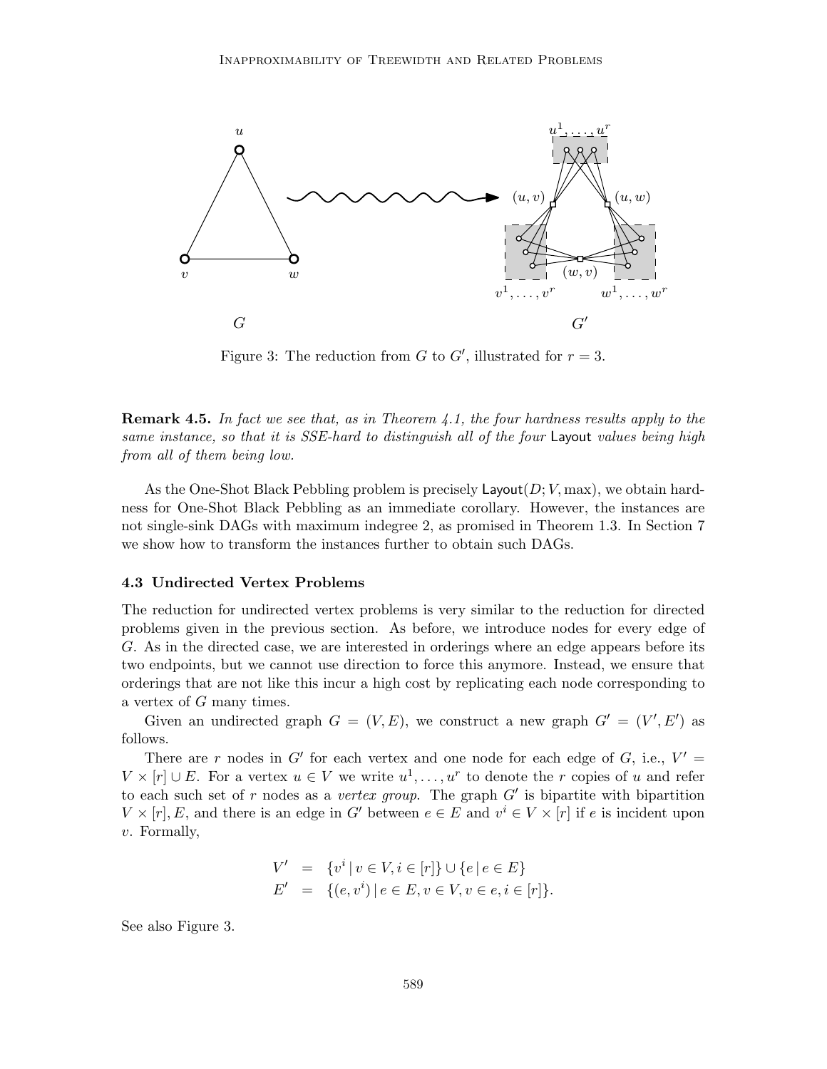Figure 3: The reduction from $G$ to $G'$, illustrated for $r = 3$.

**Remark 4.5.** *In fact we see that, as in Theorem 4.1, the four hardness results apply to the same instance, so that it is SSE-hard to distinguish all of the four* Layout *values being high from all of them being low.*

As the One-Shot Black Pebbling problem is precisely $\mathsf{Layout}(D; V, \max)$, we obtain hardness for One-Shot Black Pebbling as an immediate corollary. However, the instances are not single-sink DAGs with maximum indegree 2, as promised in Theorem 1.3. In Section 7 we show how to transform the instances further to obtain such DAGs.

### 4.3 Undirected Vertex Problems

The reduction for undirected vertex problems is very similar to the reduction for directed problems given in the previous section. As before, we introduce nodes for every edge of $G$. As in the directed case, we are interested in orderings where an edge appears before its two endpoints, but we cannot use direction to force this anymore. Instead, we ensure that orderings that are not like this incur a high cost by replicating each node corresponding to a vertex of $G$ many times.

Given an undirected graph $G = (V, E)$, we construct a new graph $G' = (V', E')$ as follows.

There are $r$ nodes in $G'$ for each vertex and one node for each edge of $G$, i.e., $V' = V \times [r] \cup E$. For a vertex $u \in V$ we write $u^1, \ldots, u^r$ to denote the $r$ copies of $u$ and refer to each such set of $r$ nodes as a *vertex group*. The graph $G'$ is bipartite with bipartition $V \times [r], E$, and there is an edge in $G'$ between $e \in E$ and $v^i \in V \times [r]$ if $e$ is incident upon $v$. Formally,

$$
\begin{aligned}
V' &= \{v^i \mid v \in V, i \in [r]\} \cup \{e \mid e \in E\} \\
E' &= \{(e, v^i) \mid e \in E, v \in V, v \in e, i \in [r]\}.
\end{aligned}
$$

See also Figure 3.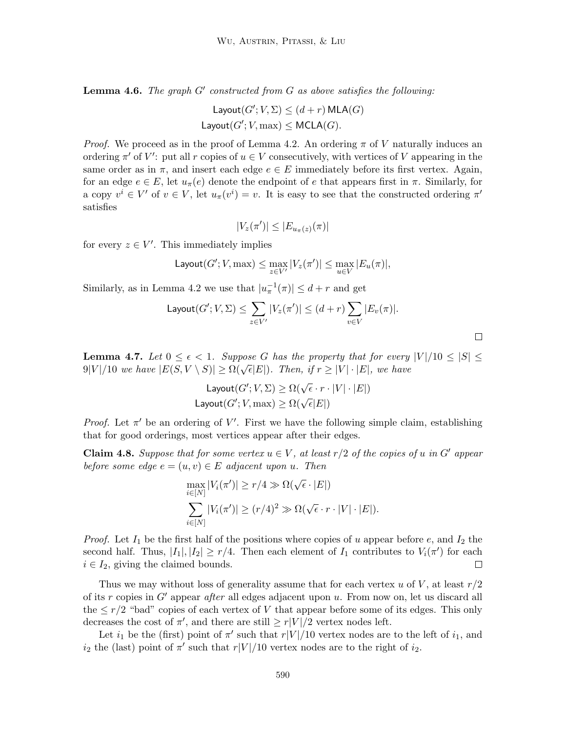**Lemma 4.6.** *The graph $G'$ constructed from $G$ as above satisfies the following:*

$$\mathsf{Layout}(G'; V, \Sigma) \leq (d + r)\,\mathsf{MLA}(G)$$
$$\mathsf{Layout}(G'; V, \max) \leq \mathsf{MCLA}(G).$$

*Proof.* We proceed as in the proof of Lemma 4.2. An ordering $\pi$ of $V$ naturally induces an ordering $\pi'$ of $V'$: put all $r$ copies of $u \in V$ consecutively, with vertices of $V$ appearing in the same order as in $\pi$, and insert each edge $e \in E$ immediately before its first vertex. Again, for an edge $e \in E$, let $u_\pi(e)$ denote the endpoint of $e$ that appears first in $\pi$. Similarly, for a copy $v^i \in V'$ of $v \in V$, let $u_\pi(v^i) = v$. It is easy to see that the constructed ordering $\pi'$ satisfies

$$|V_z(\pi')| \leq |E_{u_\pi(z)}(\pi)|$$

for every $z \in V'$. This immediately implies

$$\mathsf{Layout}(G'; V, \max) \leq \max_{z \in V'} |V_z(\pi')| \leq \max_{u \in V} |E_u(\pi)|,$$

Similarly, as in Lemma 4.2 we use that $|u_\pi^{-1}(\pi)| \leq d + r$ and get

$$\mathsf{Layout}(G'; V, \Sigma) \leq \sum_{z \in V'} |V_z(\pi')| \leq (d + r) \sum_{v \in V} |E_v(\pi)|.$$

□

**Lemma 4.7.** *Let $0 \leq \epsilon < 1$. Suppose $G$ has the property that for every $|V|/10 \leq |S| \leq 9|V|/10$ we have $|E(S, V \setminus S)| \geq \Omega(\sqrt{\epsilon}|E|)$. Then, if $r \geq |V| \cdot |E|$, we have*

$$\mathsf{Layout}(G'; V, \Sigma) \geq \Omega(\sqrt{\epsilon} \cdot r \cdot |V| \cdot |E|)$$
$$\mathsf{Layout}(G'; V, \max) \geq \Omega(\sqrt{\epsilon}|E|)$$

*Proof.* Let $\pi'$ be an ordering of $V'$. First we have the following simple claim, establishing that for good orderings, most vertices appear after their edges.

**Claim 4.8.** *Suppose that for some vertex $u \in V$, at least $r/2$ of the copies of $u$ in $G'$ appear before some edge $e = (u, v) \in E$ adjacent upon $u$. Then*

$$\max_{i \in [N]} |V_i(\pi')| \geq r/4 \gg \Omega(\sqrt{\epsilon} \cdot |E|)$$
$$\sum_{i \in [N]} |V_i(\pi')| \geq (r/4)^2 \gg \Omega(\sqrt{\epsilon} \cdot r \cdot |V| \cdot |E|).$$

*Proof.* Let $I_1$ be the first half of the positions where copies of $u$ appear before $e$, and $I_2$ the second half. Thus, $|I_1|, |I_2| \geq r/4$. Then each element of $I_1$ contributes to $V_i(\pi')$ for each $i \in I_2$, giving the claimed bounds. □

Thus we may without loss of generality assume that for each vertex $u$ of $V$, at least $r/2$ of its $r$ copies in $G'$ appear *after* all edges adjacent upon $u$. From now on, let us discard all the $\leq r/2$ "bad" copies of each vertex of $V$ that appear before some of its edges. This only decreases the cost of $\pi'$, and there are still $\geq r|V|/2$ vertex nodes left.

Let $i_1$ be the (first) point of $\pi'$ such that $r|V|/10$ vertex nodes are to the left of $i_1$, and $i_2$ the (last) point of $\pi'$ such that $r|V|/10$ vertex nodes are to the right of $i_2$.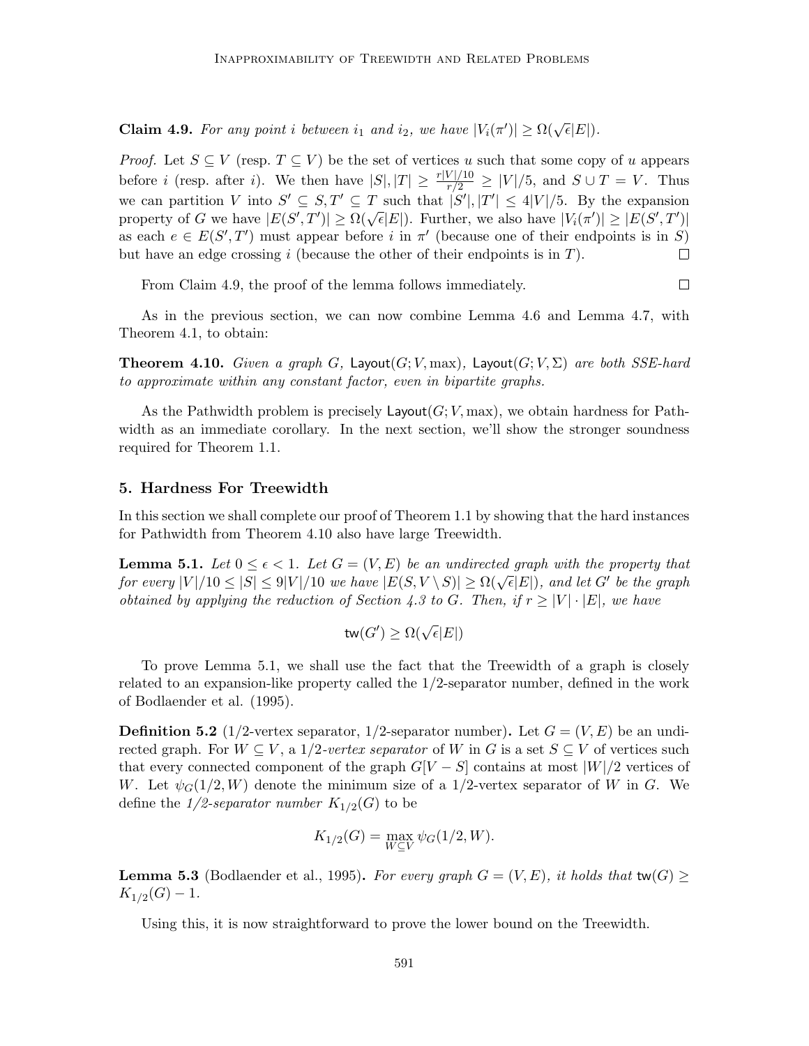**Claim 4.9.** *For any point $i$ between $i_1$ and $i_2$, we have $|V_i(\pi')| \geq \Omega(\sqrt{\epsilon}|E|)$.*

*Proof.* Let $S \subseteq V$ (resp. $T \subseteq V$) be the set of vertices $u$ such that some copy of $u$ appears before $i$ (resp. after $i$). We then have $|S|, |T| \geq \frac{r|V|/10}{r/2} \geq |V|/5$, and $S \cup T = V$. Thus we can partition $V$ into $S' \subseteq S, T' \subseteq T$ such that $|S'|, |T'| \leq 4|V|/5$. By the expansion property of $G$ we have $|E(S', T')| \geq \Omega(\sqrt{\epsilon}|E|)$. Further, we also have $|V_i(\pi')| \geq |E(S', T')|$ as each $e \in E(S', T')$ must appear before $i$ in $\pi'$ (because one of their endpoints is in $S$) but have an edge crossing $i$ (because the other of their endpoints is in $T$). $\square$

From Claim 4.9, the proof of the lemma follows immediately. $\square$

As in the previous section, we can now combine Lemma 4.6 and Lemma 4.7, with Theorem 4.1, to obtain:

**Theorem 4.10.** *Given a graph $G$, $\mathsf{Layout}(G; V, \max)$, $\mathsf{Layout}(G; V, \Sigma)$ are both SSE-hard to approximate within any constant factor, even in bipartite graphs.*

As the Pathwidth problem is precisely $\mathsf{Layout}(G; V, \max)$, we obtain hardness for Pathwidth as an immediate corollary. In the next section, we'll show the stronger soundness required for Theorem 1.1.

## 5. Hardness For Treewidth

In this section we shall complete our proof of Theorem 1.1 by showing that the hard instances for Pathwidth from Theorem 4.10 also have large Treewidth.

**Lemma 5.1.** *Let $0 \leq \epsilon < 1$. Let $G = (V, E)$ be an undirected graph with the property that for every $|V|/10 \leq |S| \leq 9|V|/10$ we have $|E(S, V \setminus S)| \geq \Omega(\sqrt{\epsilon}|E|)$, and let $G'$ be the graph obtained by applying the reduction of Section 4.3 to $G$. Then, if $r \geq |V| \cdot |E|$, we have*

$$\mathsf{tw}(G') \geq \Omega(\sqrt{\epsilon}|E|)$$

To prove Lemma 5.1, we shall use the fact that the Treewidth of a graph is closely related to an expansion-like property called the 1/2-separator number, defined in the work of Bodlaender et al. (1995).

**Definition 5.2** (1/2-vertex separator, 1/2-separator number)**.** Let $G = (V, E)$ be an undirected graph. For $W \subseteq V$, a *1/2-vertex separator* of $W$ in $G$ is a set $S \subseteq V$ of vertices such that every connected component of the graph $G[V - S]$ contains at most $|W|/2$ vertices of $W$. Let $\psi_G(1/2, W)$ denote the minimum size of a 1/2-vertex separator of $W$ in $G$. We define the *1/2-separator number* $K_{1/2}(G)$ to be

$$K_{1/2}(G) = \max_{W \subseteq V} \psi_G(1/2, W).$$

**Lemma 5.3** (Bodlaender et al., 1995)**.** *For every graph $G = (V, E)$, it holds that $\mathsf{tw}(G) \geq K_{1/2}(G) - 1$.*

Using this, it is now straightforward to prove the lower bound on the Treewidth.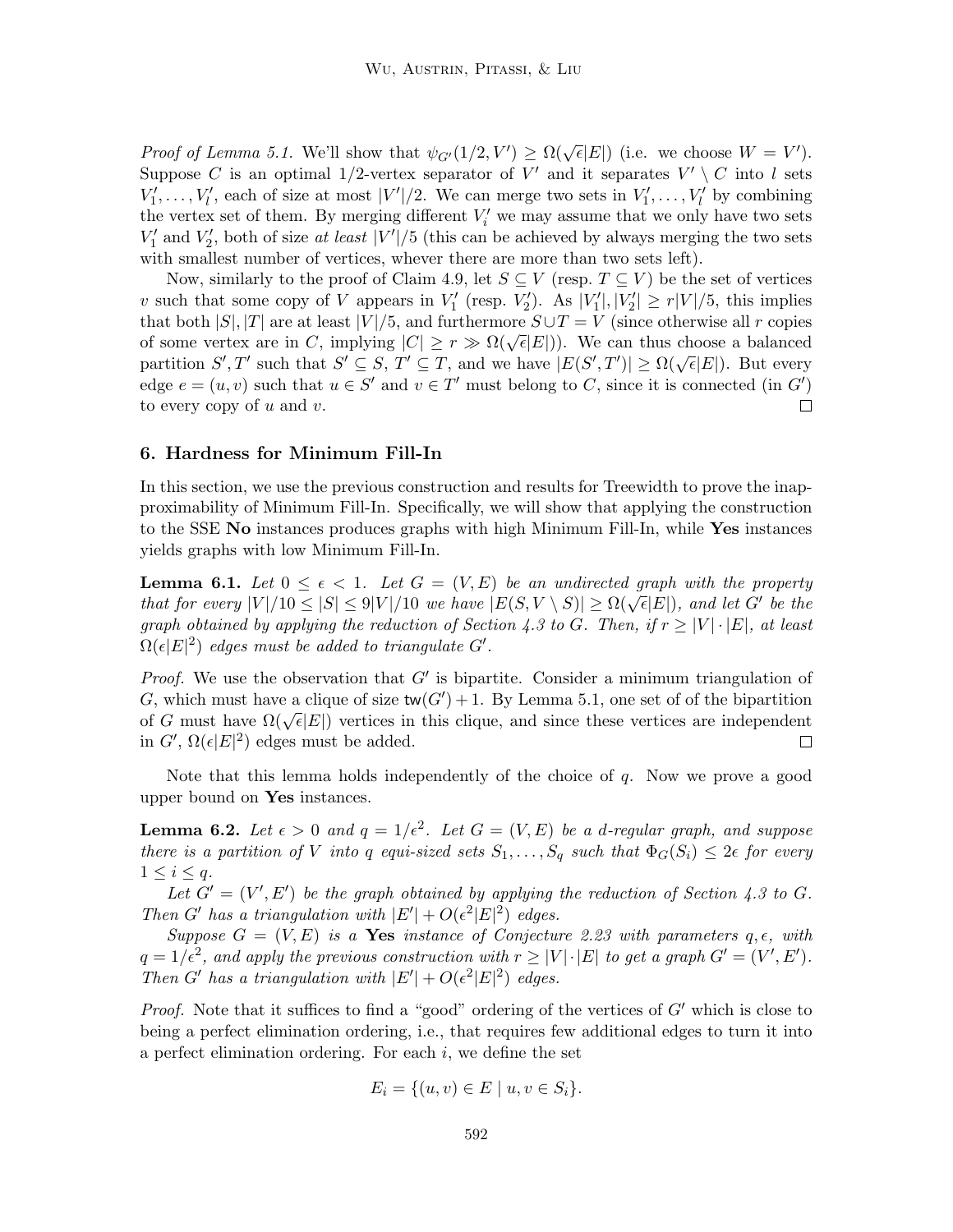*Proof of Lemma 5.1.* We'll show that $\psi_{G'}(1/2, V') \geq \Omega(\sqrt{\epsilon}|E|)$ (i.e. we choose $W = V'$). Suppose $C$ is an optimal 1/2-vertex separator of $V'$ and it separates $V' \setminus C$ into $l$ sets $V'_1, \ldots, V'_l$, each of size at most $|V'|/2$. We can merge two sets in $V'_1, \ldots, V'_l$ by combining the vertex set of them. By merging different $V'_i$ we may assume that we only have two sets $V'_1$ and $V'_2$, both of size *at least* $|V'|/5$ (this can be achieved by always merging the two sets with smallest number of vertices, whever there are more than two sets left).

Now, similarly to the proof of Claim 4.9, let $S \subseteq V$ (resp. $T \subseteq V$) be the set of vertices $v$ such that some copy of $V$ appears in $V'_1$ (resp. $V'_2$). As $|V'_1|, |V'_2| \geq r|V|/5$, this implies that both $|S|, |T|$ are at least $|V|/5$, and furthermore $S \cup T = V$ (since otherwise all $r$ copies of some vertex are in $C$, implying $|C| \geq r \gg \Omega(\sqrt{\epsilon}|E|)$). We can thus choose a balanced partition $S', T'$ such that $S' \subseteq S$, $T' \subseteq T$, and we have $|E(S', T')| \geq \Omega(\sqrt{\epsilon}|E|)$. But every edge $e = (u, v)$ such that $u \in S'$ and $v \in T'$ must belong to $C$, since it is connected (in $G'$) to every copy of $u$ and $v$. $\square$

## 6. Hardness for Minimum Fill-In

In this section, we use the previous construction and results for Treewidth to prove the inapproximability of Minimum Fill-In. Specifically, we will show that applying the construction to the SSE **No** instances produces graphs with high Minimum Fill-In, while **Yes** instances yields graphs with low Minimum Fill-In.

**Lemma 6.1.** *Let $0 \leq \epsilon < 1$. Let $G = (V, E)$ be an undirected graph with the property that for every $|V|/10 \leq |S| \leq 9|V|/10$ we have $|E(S, V \setminus S)| \geq \Omega(\sqrt{\epsilon}|E|)$, and let $G'$ be the graph obtained by applying the reduction of Section 4.3 to $G$. Then, if $r \geq |V| \cdot |E|$, at least $\Omega(\epsilon|E|^2)$ edges must be added to triangulate $G'$.*

*Proof.* We use the observation that $G'$ is bipartite. Consider a minimum triangulation of $G$, which must have a clique of size $\mathsf{tw}(G') + 1$. By Lemma 5.1, one set of of the bipartition of $G$ must have $\Omega(\sqrt{\epsilon}|E|)$ vertices in this clique, and since these vertices are independent in $G'$, $\Omega(\epsilon|E|^2)$ edges must be added. $\square$

Note that this lemma holds independently of the choice of $q$. Now we prove a good upper bound on **Yes** instances.

**Lemma 6.2.** *Let $\epsilon > 0$ and $q = 1/\epsilon^2$. Let $G = (V, E)$ be a $d$-regular graph, and suppose there is a partition of $V$ into $q$ equi-sized sets $S_1, \ldots, S_q$ such that $\Phi_G(S_i) \leq 2\epsilon$ for every $1 \leq i \leq q$.*

*Let $G' = (V', E')$ be the graph obtained by applying the reduction of Section 4.3 to $G$. Then $G'$ has a triangulation with $|E'| + O(\epsilon^2|E|^2)$ edges.*

*Suppose $G = (V, E)$ is a* **Yes** *instance of Conjecture 2.23 with parameters $q, \epsilon$, with $q = 1/\epsilon^2$, and apply the previous construction with $r \geq |V| \cdot |E|$ to get a graph $G' = (V', E')$. Then $G'$ has a triangulation with $|E'| + O(\epsilon^2|E|^2)$ edges.*

*Proof.* Note that it suffices to find a "good" ordering of the vertices of $G'$ which is close to being a perfect elimination ordering, i.e., that requires few additional edges to turn it into a perfect elimination ordering. For each $i$, we define the set

$$E_i = \{(u, v) \in E \mid u, v \in S_i\}.$$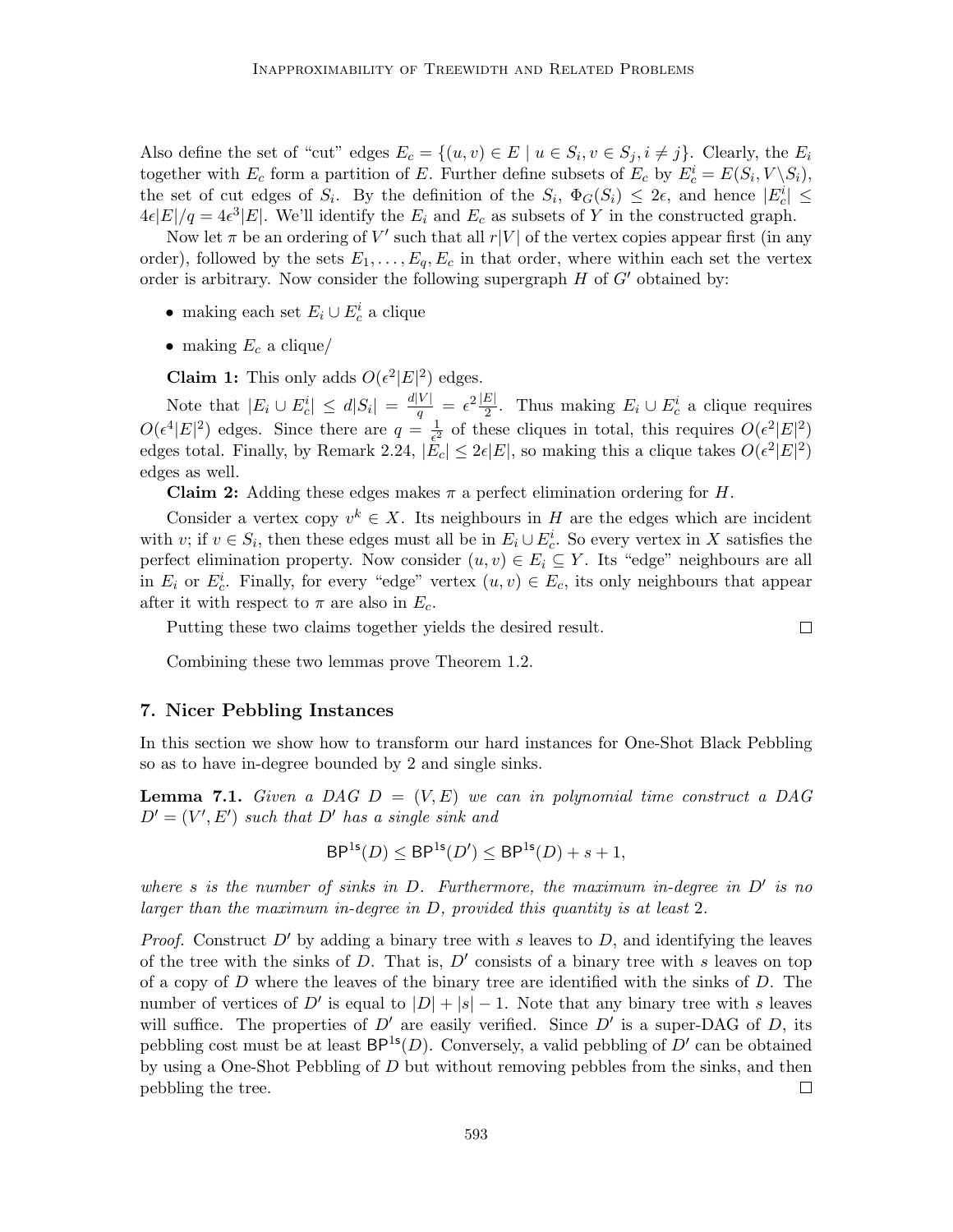Also define the set of "cut" edges $E_c = \{(u,v) \in E \mid u \in S_i, v \in S_j, i \neq j\}$. Clearly, the $E_i$ together with $E_c$ form a partition of $E$. Further define subsets of $E_c$ by $E_c^i = E(S_i, V \backslash S_i)$, the set of cut edges of $S_i$. By the definition of the $S_i$, $\Phi_G(S_i) \leq 2\epsilon$, and hence $|E_c^i| \leq 4\epsilon|E|/q = 4\epsilon^3|E|$. We'll identify the $E_i$ and $E_c$ as subsets of $Y$ in the constructed graph.

Now let $\pi$ be an ordering of $V'$ such that all $r|V|$ of the vertex copies appear first (in any order), followed by the sets $E_1, \ldots, E_q, E_c$ in that order, where within each set the vertex order is arbitrary. Now consider the following supergraph $H$ of $G'$ obtained by:

- making each set $E_i \cup E_c^i$ a clique
- making $E_c$ a clique/

**Claim 1:** This only adds $O(\epsilon^2|E|^2)$ edges.

Note that $|E_i \cup E_c^i| \leq d|S_i| = \frac{d|V|}{q} = \epsilon^2 \frac{|E|}{2}$. Thus making $E_i \cup E_c^i$ a clique requires $O(\epsilon^4|E|^2)$ edges. Since there are $q = \frac{1}{\epsilon^2}$ of these cliques in total, this requires $O(\epsilon^2|E|^2)$ edges total. Finally, by Remark 2.24, $|E_c| \leq 2\epsilon|E|$, so making this a clique takes $O(\epsilon^2|E|^2)$ edges as well.

**Claim 2:** Adding these edges makes $\pi$ a perfect elimination ordering for $H$.

Consider a vertex copy $v^k \in X$. Its neighbours in $H$ are the edges which are incident with $v$; if $v \in S_i$, then these edges must all be in $E_i \cup E_c^i$. So every vertex in $X$ satisfies the perfect elimination property. Now consider $(u,v) \in E_i \subseteq Y$. Its "edge" neighbours are all in $E_i$ or $E_c^i$. Finally, for every "edge" vertex $(u,v) \in E_c$, its only neighbours that appear after it with respect to $\pi$ are also in $E_c$.

Putting these two claims together yields the desired result. □

Combining these two lemmas prove Theorem 1.2.

## 7. Nicer Pebbling Instances

In this section we show how to transform our hard instances for One-Shot Black Pebbling so as to have in-degree bounded by 2 and single sinks.

**Lemma 7.1.** *Given a DAG $D = (V,E)$ we can in polynomial time construct a DAG $D' = (V', E')$ such that $D'$ has a single sink and*

$$\mathsf{BP}^{1s}(D) \leq \mathsf{BP}^{1s}(D') \leq \mathsf{BP}^{1s}(D) + s + 1,$$

*where $s$ is the number of sinks in $D$. Furthermore, the maximum in-degree in $D'$ is no larger than the maximum in-degree in $D$, provided this quantity is at least 2.*

*Proof.* Construct $D'$ by adding a binary tree with $s$ leaves to $D$, and identifying the leaves of the tree with the sinks of $D$. That is, $D'$ consists of a binary tree with $s$ leaves on top of a copy of $D$ where the leaves of the binary tree are identified with the sinks of $D$. The number of vertices of $D'$ is equal to $|D| + |s| - 1$. Note that any binary tree with $s$ leaves will suffice. The properties of $D'$ are easily verified. Since $D'$ is a super-DAG of $D$, its pebbling cost must be at least $\mathsf{BP}^{1s}(D)$. Conversely, a valid pebbling of $D'$ can be obtained by using a One-Shot Pebbling of $D$ but without removing pebbles from the sinks, and then pebbling the tree. □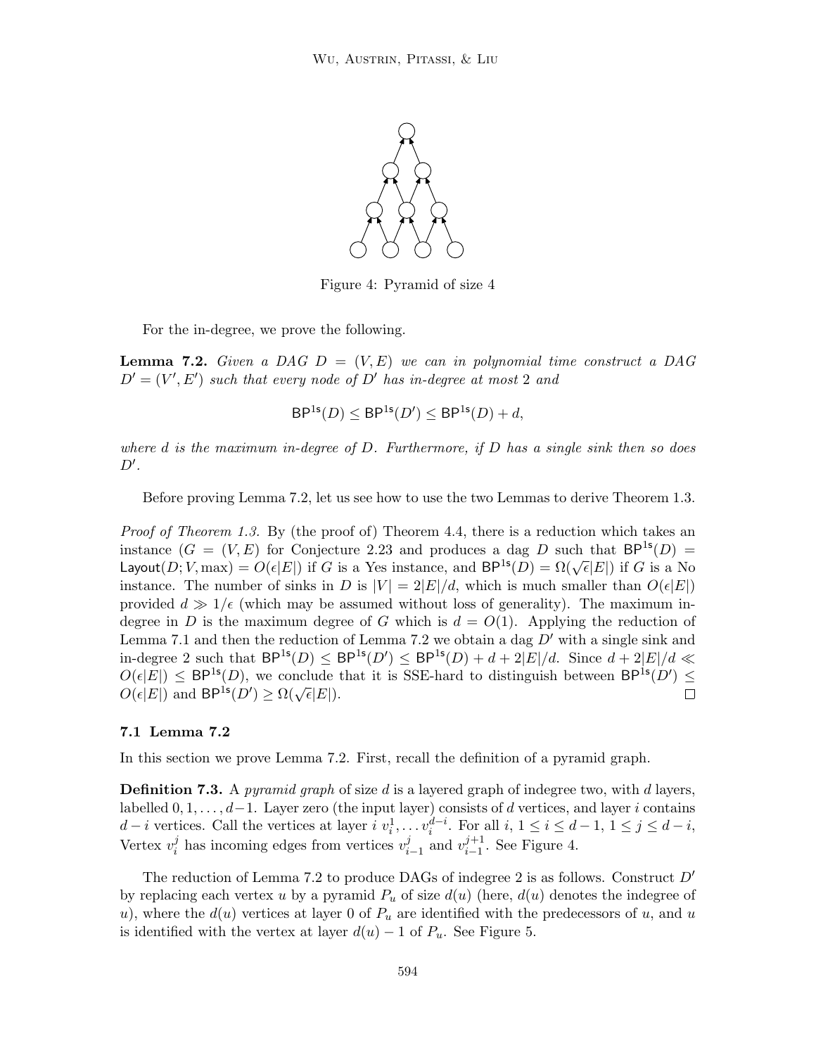Figure 4: Pyramid of size 4

For the in-degree, we prove the following.

**Lemma 7.2.** *Given a DAG $D = (V, E)$ we can in polynomial time construct a DAG $D' = (V', E')$ such that every node of $D'$ has in-degree at most 2 and*

$$\mathsf{BP}^{1s}(D) \leq \mathsf{BP}^{1s}(D') \leq \mathsf{BP}^{1s}(D) + d,$$

*where $d$ is the maximum in-degree of $D$. Furthermore, if $D$ has a single sink then so does $D'$.*

Before proving Lemma 7.2, let us see how to use the two Lemmas to derive Theorem 1.3.

*Proof of Theorem 1.3.* By (the proof of) Theorem 4.4, there is a reduction which takes an instance $(G = (V, E)$ for Conjecture 2.23 and produces a dag $D$ such that $\mathsf{BP}^{1s}(D) = \mathsf{Layout}(D; V, \max) = O(\epsilon|E|)$ if $G$ is a Yes instance, and $\mathsf{BP}^{1s}(D) = \Omega(\sqrt{\epsilon}|E|)$ if $G$ is a No instance. The number of sinks in $D$ is $|V| = 2|E|/d$, which is much smaller than $O(\epsilon|E|)$ provided $d \gg 1/\epsilon$ (which may be assumed without loss of generality). The maximum in-degree in $D$ is the maximum degree of $G$ which is $d = O(1)$. Applying the reduction of Lemma 7.1 and then the reduction of Lemma 7.2 we obtain a dag $D'$ with a single sink and in-degree 2 such that $\mathsf{BP}^{1s}(D) \leq \mathsf{BP}^{1s}(D') \leq \mathsf{BP}^{1s}(D) + d + 2|E|/d$. Since $d + 2|E|/d \ll O(\epsilon|E|) \leq \mathsf{BP}^{1s}(D)$, we conclude that it is SSE-hard to distinguish between $\mathsf{BP}^{1s}(D') \leq O(\epsilon|E|)$ and $\mathsf{BP}^{1s}(D') \geq \Omega(\sqrt{\epsilon}|E|)$. □

### 7.1 Lemma 7.2

In this section we prove Lemma 7.2. First, recall the definition of a pyramid graph.

**Definition 7.3.** A *pyramid graph* of size $d$ is a layered graph of indegree two, with $d$ layers, labelled $0, 1, \ldots, d-1$. Layer zero (the input layer) consists of $d$ vertices, and layer $i$ contains $d - i$ vertices. Call the vertices at layer $i$ $v_i^1, \ldots v_i^{d-i}$. For all $i$, $1 \leq i \leq d-1$, $1 \leq j \leq d-i$, Vertex $v_i^j$ has incoming edges from vertices $v_{i-1}^j$ and $v_{i-1}^{j+1}$. See Figure 4.

The reduction of Lemma 7.2 to produce DAGs of indegree 2 is as follows. Construct $D'$ by replacing each vertex $u$ by a pyramid $P_u$ of size $d(u)$ (here, $d(u)$ denotes the indegree of $u$), where the $d(u)$ vertices at layer 0 of $P_u$ are identified with the predecessors of $u$, and $u$ is identified with the vertex at layer $d(u) - 1$ of $P_u$. See Figure 5.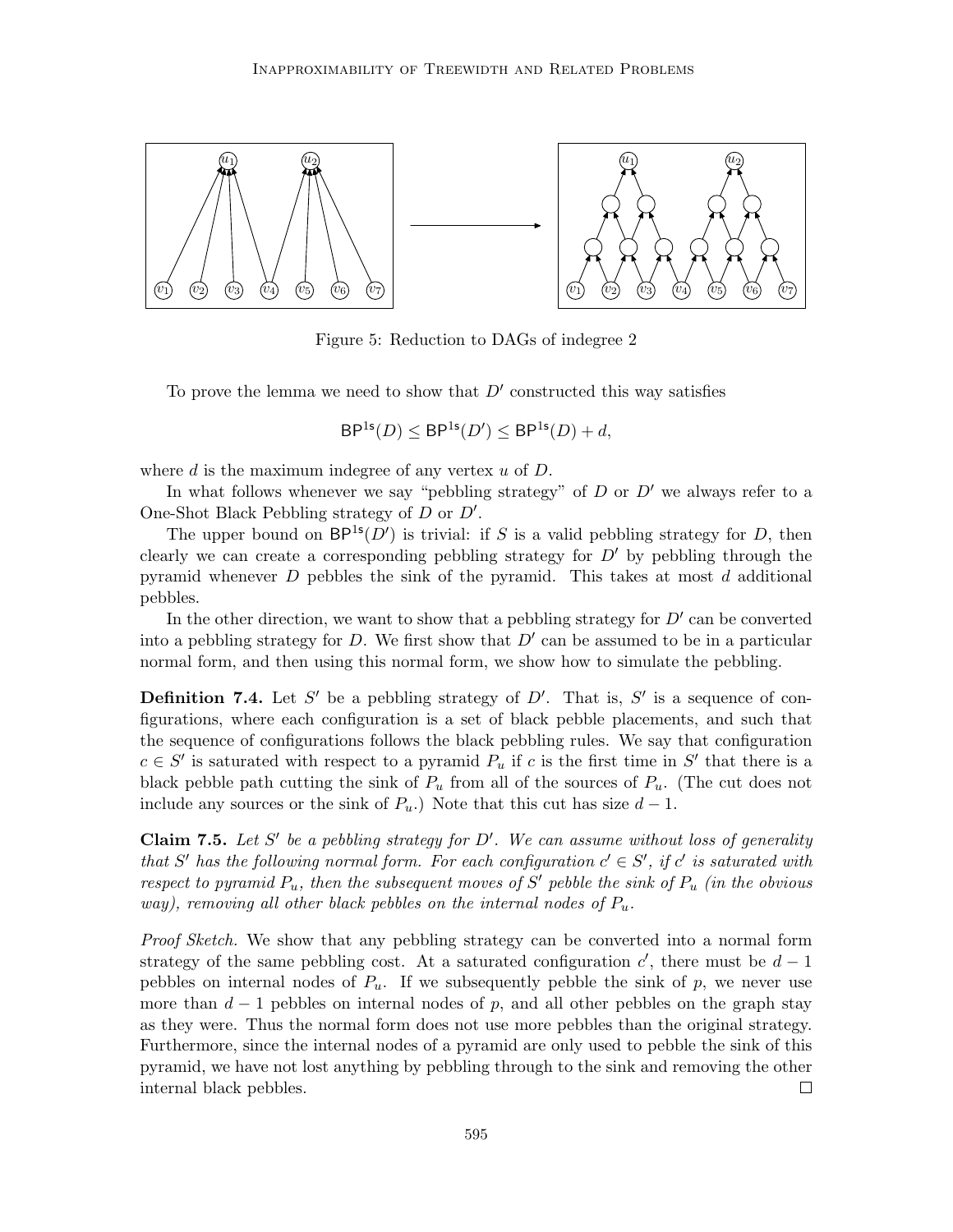Figure 5: Reduction to DAGs of indegree 2

To prove the lemma we need to show that $D'$ constructed this way satisfies

$$\mathsf{BP}^{\mathsf{1s}}(D) \leq \mathsf{BP}^{\mathsf{1s}}(D') \leq \mathsf{BP}^{\mathsf{1s}}(D) + d,$$

where $d$ is the maximum indegree of any vertex $u$ of $D$.

In what follows whenever we say "pebbling strategy" of $D$ or $D'$ we always refer to a One-Shot Black Pebbling strategy of $D$ or $D'$.

The upper bound on $\mathsf{BP}^{\mathsf{1s}}(D')$ is trivial: if $S$ is a valid pebbling strategy for $D$, then clearly we can create a corresponding pebbling strategy for $D'$ by pebbling through the pyramid whenever $D$ pebbles the sink of the pyramid. This takes at most $d$ additional pebbles.

In the other direction, we want to show that a pebbling strategy for $D'$ can be converted into a pebbling strategy for $D$. We first show that $D'$ can be assumed to be in a particular normal form, and then using this normal form, we show how to simulate the pebbling.

**Definition 7.4.** Let $S'$ be a pebbling strategy of $D'$. That is, $S'$ is a sequence of configurations, where each configuration is a set of black pebble placements, and such that the sequence of configurations follows the black pebbling rules. We say that configuration $c \in S'$ is saturated with respect to a pyramid $P_u$ if $c$ is the first time in $S'$ that there is a black pebble path cutting the sink of $P_u$ from all of the sources of $P_u$. (The cut does not include any sources or the sink of $P_u$.) Note that this cut has size $d-1$.

**Claim 7.5.** *Let $S'$ be a pebbling strategy for $D'$. We can assume without loss of generality that $S'$ has the following normal form. For each configuration $c' \in S'$, if $c'$ is saturated with respect to pyramid $P_u$, then the subsequent moves of $S'$ pebble the sink of $P_u$ (in the obvious way), removing all other black pebbles on the internal nodes of $P_u$.*

*Proof Sketch.* We show that any pebbling strategy can be converted into a normal form strategy of the same pebbling cost. At a saturated configuration $c'$, there must be $d-1$ pebbles on internal nodes of $P_u$. If we subsequently pebble the sink of $p$, we never use more than $d-1$ pebbles on internal nodes of $p$, and all other pebbles on the graph stay as they were. Thus the normal form does not use more pebbles than the original strategy. Furthermore, since the internal nodes of a pyramid are only used to pebble the sink of this pyramid, we have not lost anything by pebbling through to the sink and removing the other internal black pebbles. □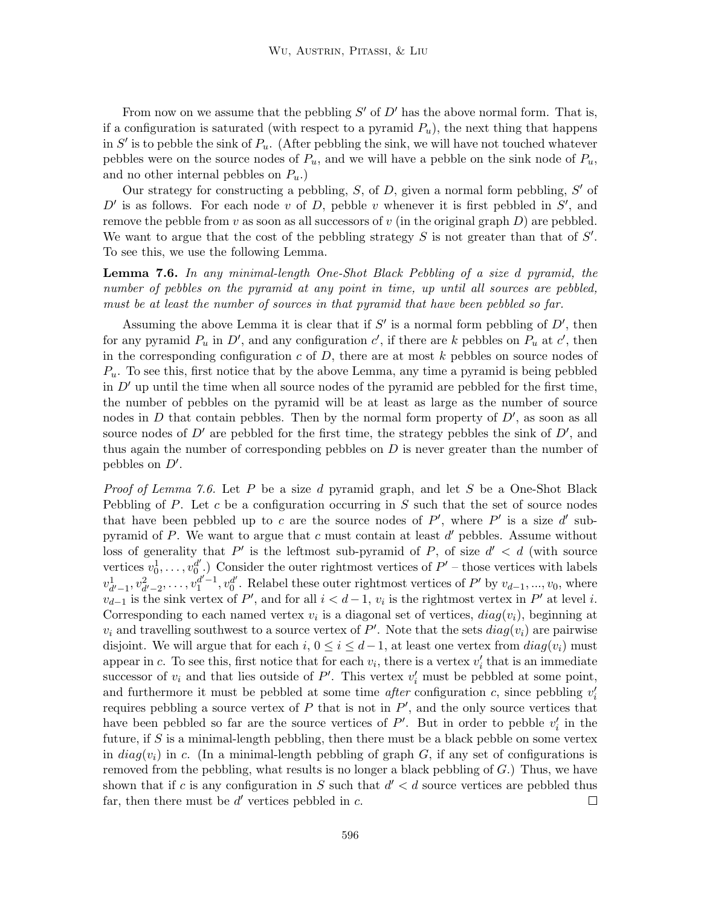From now on we assume that the pebbling $S'$ of $D'$ has the above normal form. That is, if a configuration is saturated (with respect to a pyramid $P_u$), the next thing that happens in $S'$ is to pebble the sink of $P_u$. (After pebbling the sink, we will have not touched whatever pebbles were on the source nodes of $P_u$, and we will have a pebble on the sink node of $P_u$, and no other internal pebbles on $P_u$.)

Our strategy for constructing a pebbling, $S$, of $D$, given a normal form pebbling, $S'$ of $D'$ is as follows. For each node $v$ of $D$, pebble $v$ whenever it is first pebbled in $S'$, and remove the pebble from $v$ as soon as all successors of $v$ (in the original graph $D$) are pebbled. We want to argue that the cost of the pebbling strategy $S$ is not greater than that of $S'$. To see this, we use the following Lemma.

**Lemma 7.6.** *In any minimal-length One-Shot Black Pebbling of a size $d$ pyramid, the number of pebbles on the pyramid at any point in time, up until all sources are pebbled, must be at least the number of sources in that pyramid that have been pebbled so far.*

Assuming the above Lemma it is clear that if $S'$ is a normal form pebbling of $D'$, then for any pyramid $P_u$ in $D'$, and any configuration $c'$, if there are $k$ pebbles on $P_u$ at $c'$, then in the corresponding configuration $c$ of $D$, there are at most $k$ pebbles on source nodes of $P_u$. To see this, first notice that by the above Lemma, any time a pyramid is being pebbled in $D'$ up until the time when all source nodes of the pyramid are pebbled for the first time, the number of pebbles on the pyramid will be at least as large as the number of source nodes in $D$ that contain pebbles. Then by the normal form property of $D'$, as soon as all source nodes of $D'$ are pebbled for the first time, the strategy pebbles the sink of $D'$, and thus again the number of corresponding pebbles on $D$ is never greater than the number of pebbles on $D'$.

*Proof of Lemma 7.6.* Let $P$ be a size $d$ pyramid graph, and let $S$ be a One-Shot Black Pebbling of $P$. Let $c$ be a configuration occurring in $S$ such that the set of source nodes that have been pebbled up to $c$ are the source nodes of $P'$, where $P'$ is a size $d'$ sub-pyramid of $P$. We want to argue that $c$ must contain at least $d'$ pebbles. Assume without loss of generality that $P'$ is the leftmost sub-pyramid of $P$, of size $d' < d$ (with source vertices $v_0^1, \ldots, v_0^{d'}$.) Consider the outer rightmost vertices of $P'$ – those vertices with labels $v_{d'-1}^1, v_{d'-2}^2, \ldots, v_1^{d'-1}, v_0^{d'}$. Relabel these outer rightmost vertices of $P'$ by $v_{d-1}, ..., v_0$, where $v_{d-1}$ is the sink vertex of $P'$, and for all $i < d-1$, $v_i$ is the rightmost vertex in $P'$ at level $i$. Corresponding to each named vertex $v_i$ is a diagonal set of vertices, $diag(v_i)$, beginning at $v_i$ and travelling southwest to a source vertex of $P'$. Note that the sets $diag(v_i)$ are pairwise disjoint. We will argue that for each $i$, $0 \leq i \leq d-1$, at least one vertex from $diag(v_i)$ must appear in $c$. To see this, first notice that for each $v_i$, there is a vertex $v_i'$ that is an immediate successor of $v_i$ and that lies outside of $P'$. This vertex $v_i'$ must be pebbled at some point, and furthermore it must be pebbled at some time *after* configuration $c$, since pebbling $v_i'$ requires pebbling a source vertex of $P$ that is not in $P'$, and the only source vertices that have been pebbled so far are the source vertices of $P'$. But in order to pebble $v_i'$ in the future, if $S$ is a minimal-length pebbling, then there must be a black pebble on some vertex in $diag(v_i)$ in $c$. (In a minimal-length pebbling of graph $G$, if any set of configurations is removed from the pebbling, what results is no longer a black pebbling of $G$.) Thus, we have shown that if $c$ is any configuration in $S$ such that $d' < d$ source vertices are pebbled thus far, then there must be $d'$ vertices pebbled in $c$. □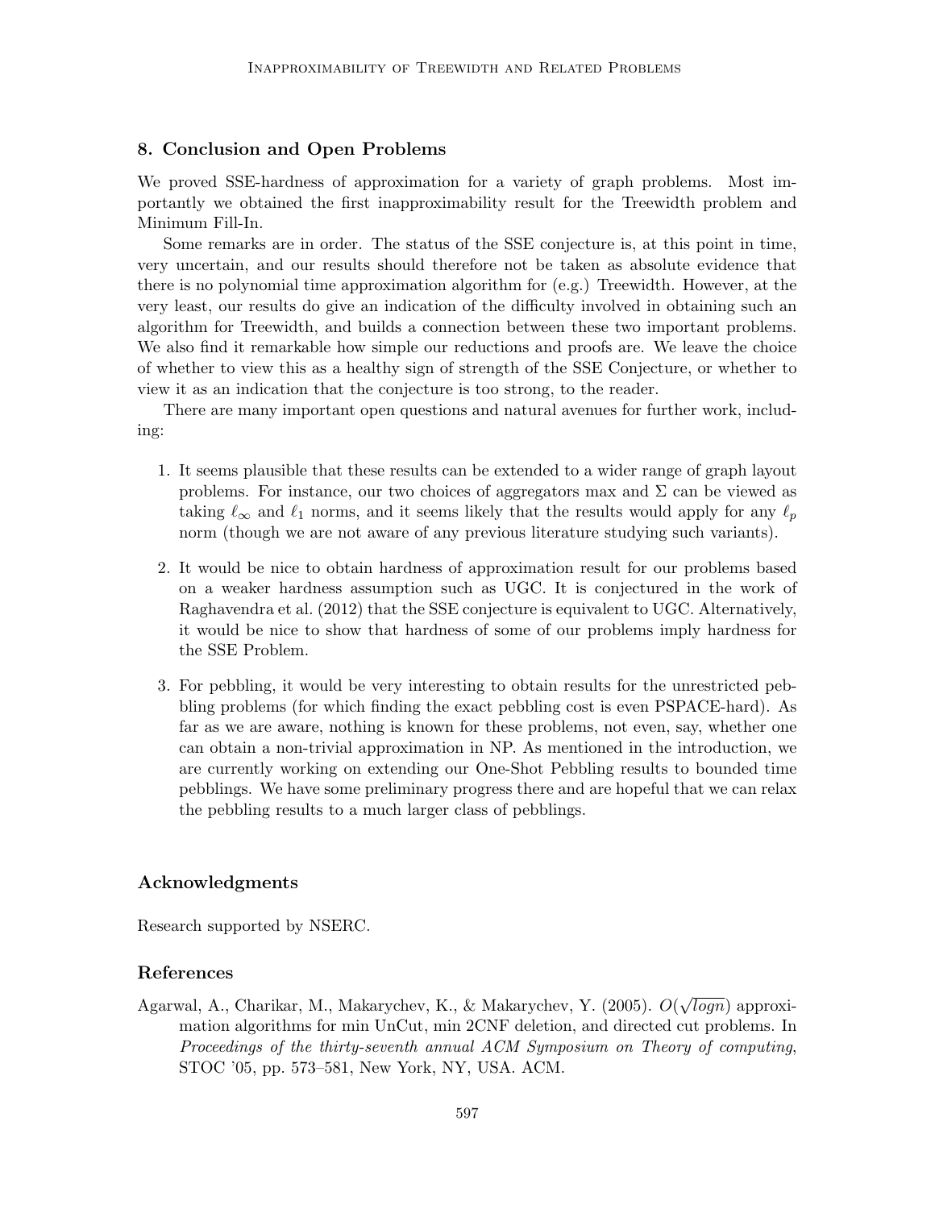## 8. Conclusion and Open Problems

We proved SSE-hardness of approximation for a variety of graph problems. Most importantly we obtained the first inapproximability result for the Treewidth problem and Minimum Fill-In.

Some remarks are in order. The status of the SSE conjecture is, at this point in time, very uncertain, and our results should therefore not be taken as absolute evidence that there is no polynomial time approximation algorithm for (e.g.) Treewidth. However, at the very least, our results do give an indication of the difficulty involved in obtaining such an algorithm for Treewidth, and builds a connection between these two important problems. We also find it remarkable how simple our reductions and proofs are. We leave the choice of whether to view this as a healthy sign of strength of the SSE Conjecture, or whether to view it as an indication that the conjecture is too strong, to the reader.

There are many important open questions and natural avenues for further work, including:

1. It seems plausible that these results can be extended to a wider range of graph layout problems. For instance, our two choices of aggregators max and $\Sigma$ can be viewed as taking $\ell_\infty$ and $\ell_1$ norms, and it seems likely that the results would apply for any $\ell_p$ norm (though we are not aware of any previous literature studying such variants).
2. It would be nice to obtain hardness of approximation result for our problems based on a weaker hardness assumption such as UGC. It is conjectured in the work of Raghavendra et al. (2012) that the SSE conjecture is equivalent to UGC. Alternatively, it would be nice to show that hardness of some of our problems imply hardness for the SSE Problem.
3. For pebbling, it would be very interesting to obtain results for the unrestricted pebbling problems (for which finding the exact pebbling cost is even PSPACE-hard). As far as we are aware, nothing is known for these problems, not even, say, whether one can obtain a non-trivial approximation in NP. As mentioned in the introduction, we are currently working on extending our One-Shot Pebbling results to bounded time pebblings. We have some preliminary progress there and are hopeful that we can relax the pebbling results to a much larger class of pebblings.

## Acknowledgments

Research supported by NSERC.

## References

Agarwal, A., Charikar, M., Makarychev, K., & Makarychev, Y. (2005). $O(\sqrt{logn})$ approximation algorithms for min UnCut, min 2CNF deletion, and directed cut problems. In *Proceedings of the thirty-seventh annual ACM Symposium on Theory of computing*, STOC '05, pp. 573–581, New York, NY, USA. ACM.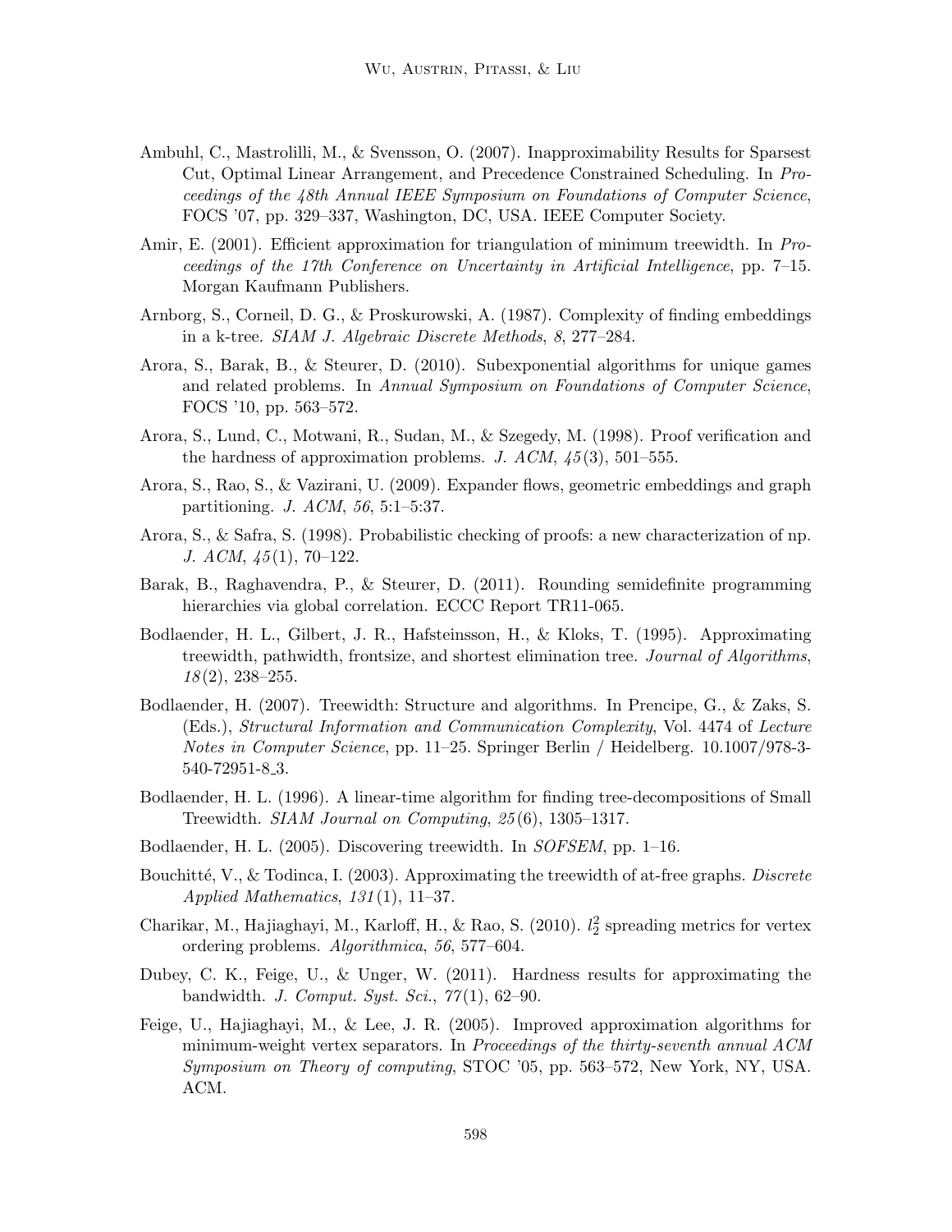Ambuhl, C., Mastrolilli, M., & Svensson, O. (2007). Inapproximability Results for Sparsest Cut, Optimal Linear Arrangement, and Precedence Constrained Scheduling. In *Proceedings of the 48th Annual IEEE Symposium on Foundations of Computer Science*, FOCS '07, pp. 329–337, Washington, DC, USA. IEEE Computer Society.

Amir, E. (2001). Efficient approximation for triangulation of minimum treewidth. In *Proceedings of the 17th Conference on Uncertainty in Artificial Intelligence*, pp. 7–15. Morgan Kaufmann Publishers.

Arnborg, S., Corneil, D. G., & Proskurowski, A. (1987). Complexity of finding embeddings in a k-tree. *SIAM J. Algebraic Discrete Methods*, *8*, 277–284.

Arora, S., Barak, B., & Steurer, D. (2010). Subexponential algorithms for unique games and related problems. In *Annual Symposium on Foundations of Computer Science*, FOCS '10, pp. 563–572.

Arora, S., Lund, C., Motwani, R., Sudan, M., & Szegedy, M. (1998). Proof verification and the hardness of approximation problems. *J. ACM*, *45*(3), 501–555.

Arora, S., Rao, S., & Vazirani, U. (2009). Expander flows, geometric embeddings and graph partitioning. *J. ACM*, *56*, 5:1–5:37.

Arora, S., & Safra, S. (1998). Probabilistic checking of proofs: a new characterization of np. *J. ACM*, *45*(1), 70–122.

Barak, B., Raghavendra, P., & Steurer, D. (2011). Rounding semidefinite programming hierarchies via global correlation. ECCC Report TR11-065.

Bodlaender, H. L., Gilbert, J. R., Hafsteinsson, H., & Kloks, T. (1995). Approximating treewidth, pathwidth, frontsize, and shortest elimination tree. *Journal of Algorithms*, *18*(2), 238–255.

Bodlaender, H. (2007). Treewidth: Structure and algorithms. In Prencipe, G., & Zaks, S. (Eds.), *Structural Information and Communication Complexity*, Vol. 4474 of *Lecture Notes in Computer Science*, pp. 11–25. Springer Berlin / Heidelberg. 10.1007/978-3-540-72951-8_3.

Bodlaender, H. L. (1996). A linear-time algorithm for finding tree-decompositions of Small Treewidth. *SIAM Journal on Computing*, *25*(6), 1305–1317.

Bodlaender, H. L. (2005). Discovering treewidth. In *SOFSEM*, pp. 1–16.

Bouchitté, V., & Todinca, I. (2003). Approximating the treewidth of at-free graphs. *Discrete Applied Mathematics*, *131*(1), 11–37.

Charikar, M., Hajiaghayi, M., Karloff, H., & Rao, S. (2010). $l_2^2$ spreading metrics for vertex ordering problems. *Algorithmica*, *56*, 577–604.

Dubey, C. K., Feige, U., & Unger, W. (2011). Hardness results for approximating the bandwidth. *J. Comput. Syst. Sci.*, *77*(1), 62–90.

Feige, U., Hajiaghayi, M., & Lee, J. R. (2005). Improved approximation algorithms for minimum-weight vertex separators. In *Proceedings of the thirty-seventh annual ACM Symposium on Theory of computing*, STOC '05, pp. 563–572, New York, NY, USA. ACM.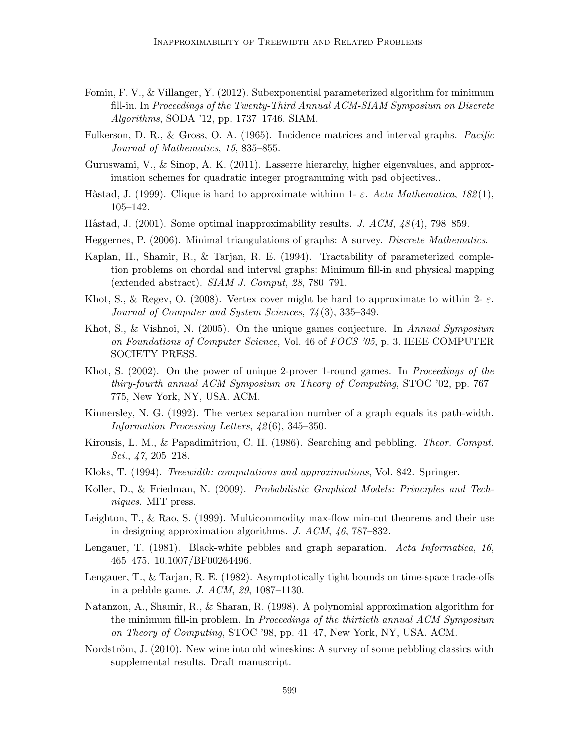Fomin, F. V., & Villanger, Y. (2012). Subexponential parameterized algorithm for minimum fill-in. In *Proceedings of the Twenty-Third Annual ACM-SIAM Symposium on Discrete Algorithms*, SODA '12, pp. 1737–1746. SIAM.

Fulkerson, D. R., & Gross, O. A. (1965). Incidence matrices and interval graphs. *Pacific Journal of Mathematics*, *15*, 835–855.

Guruswami, V., & Sinop, A. K. (2011). Lasserre hierarchy, higher eigenvalues, and approximation schemes for quadratic integer programming with psd objectives..

Håstad, J. (1999). Clique is hard to approximate withinn 1- $\varepsilon$. *Acta Mathematica*, *182*(1), 105–142.

Håstad, J. (2001). Some optimal inapproximability results. *J. ACM*, *48*(4), 798–859.

Heggernes, P. (2006). Minimal triangulations of graphs: A survey. *Discrete Mathematics*.

Kaplan, H., Shamir, R., & Tarjan, R. E. (1994). Tractability of parameterized completion problems on chordal and interval graphs: Minimum fill-in and physical mapping (extended abstract). *SIAM J. Comput*, *28*, 780–791.

Khot, S., & Regev, O. (2008). Vertex cover might be hard to approximate to within 2- $\varepsilon$. *Journal of Computer and System Sciences*, *74*(3), 335–349.

Khot, S., & Vishnoi, N. (2005). On the unique games conjecture. In *Annual Symposium on Foundations of Computer Science*, Vol. 46 of *FOCS '05*, p. 3. IEEE COMPUTER SOCIETY PRESS.

Khot, S. (2002). On the power of unique 2-prover 1-round games. In *Proceedings of the thiry-fourth annual ACM Symposium on Theory of Computing*, STOC '02, pp. 767–775, New York, NY, USA. ACM.

Kinnersley, N. G. (1992). The vertex separation number of a graph equals its path-width. *Information Processing Letters*, *42*(6), 345–350.

Kirousis, L. M., & Papadimitriou, C. H. (1986). Searching and pebbling. *Theor. Comput. Sci.*, *47*, 205–218.

Kloks, T. (1994). *Treewidth: computations and approximations*, Vol. 842. Springer.

Koller, D., & Friedman, N. (2009). *Probabilistic Graphical Models: Principles and Techniques*. MIT press.

Leighton, T., & Rao, S. (1999). Multicommodity max-flow min-cut theorems and their use in designing approximation algorithms. *J. ACM*, *46*, 787–832.

Lengauer, T. (1981). Black-white pebbles and graph separation. *Acta Informatica*, *16*, 465–475. 10.1007/BF00264496.

Lengauer, T., & Tarjan, R. E. (1982). Asymptotically tight bounds on time-space trade-offs in a pebble game. *J. ACM*, *29*, 1087–1130.

Natanzon, A., Shamir, R., & Sharan, R. (1998). A polynomial approximation algorithm for the minimum fill-in problem. In *Proceedings of the thirtieth annual ACM Symposium on Theory of Computing*, STOC '98, pp. 41–47, New York, NY, USA. ACM.

Nordström, J. (2010). New wine into old wineskins: A survey of some pebbling classics with supplemental results. Draft manuscript.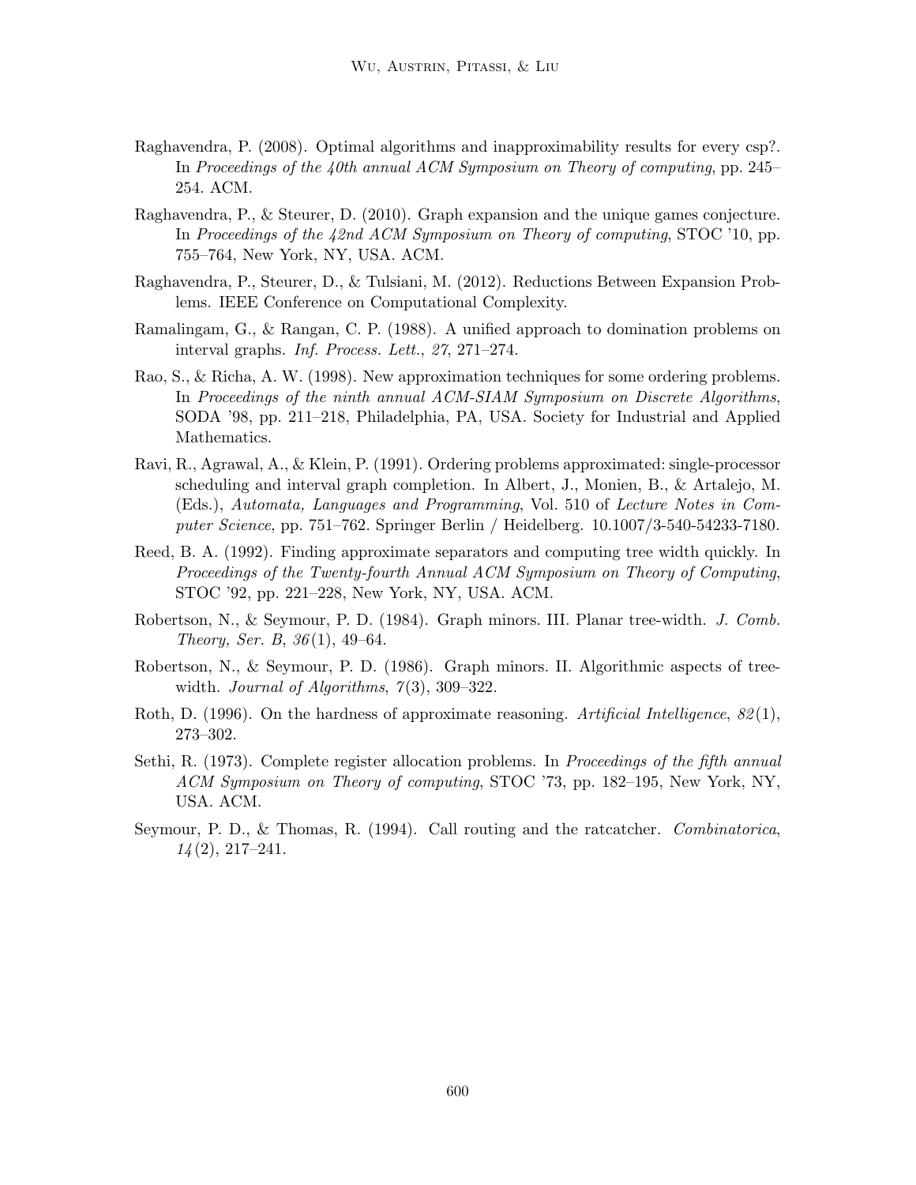Raghavendra, P. (2008). Optimal algorithms and inapproximability results for every csp?. In *Proceedings of the 40th annual ACM Symposium on Theory of computing*, pp. 245–254. ACM.

Raghavendra, P., & Steurer, D. (2010). Graph expansion and the unique games conjecture. In *Proceedings of the 42nd ACM Symposium on Theory of computing*, STOC '10, pp. 755–764, New York, NY, USA. ACM.

Raghavendra, P., Steurer, D., & Tulsiani, M. (2012). Reductions Between Expansion Problems. IEEE Conference on Computational Complexity.

Ramalingam, G., & Rangan, C. P. (1988). A unified approach to domination problems on interval graphs. *Inf. Process. Lett.*, *27*, 271–274.

Rao, S., & Richa, A. W. (1998). New approximation techniques for some ordering problems. In *Proceedings of the ninth annual ACM-SIAM Symposium on Discrete Algorithms*, SODA '98, pp. 211–218, Philadelphia, PA, USA. Society for Industrial and Applied Mathematics.

Ravi, R., Agrawal, A., & Klein, P. (1991). Ordering problems approximated: single-processor scheduling and interval graph completion. In Albert, J., Monien, B., & Artalejo, M. (Eds.), *Automata, Languages and Programming*, Vol. 510 of *Lecture Notes in Computer Science*, pp. 751–762. Springer Berlin / Heidelberg. 10.1007/3-540-54233-7180.

Reed, B. A. (1992). Finding approximate separators and computing tree width quickly. In *Proceedings of the Twenty-fourth Annual ACM Symposium on Theory of Computing*, STOC '92, pp. 221–228, New York, NY, USA. ACM.

Robertson, N., & Seymour, P. D. (1984). Graph minors. III. Planar tree-width. *J. Comb. Theory, Ser. B*, *36*(1), 49–64.

Robertson, N., & Seymour, P. D. (1986). Graph minors. II. Algorithmic aspects of tree-width. *Journal of Algorithms*, *7*(3), 309–322.

Roth, D. (1996). On the hardness of approximate reasoning. *Artificial Intelligence*, *82*(1), 273–302.

Sethi, R. (1973). Complete register allocation problems. In *Proceedings of the fifth annual ACM Symposium on Theory of computing*, STOC '73, pp. 182–195, New York, NY, USA. ACM.

Seymour, P. D., & Thomas, R. (1994). Call routing and the ratcatcher. *Combinatorica*, *14*(2), 217–241.